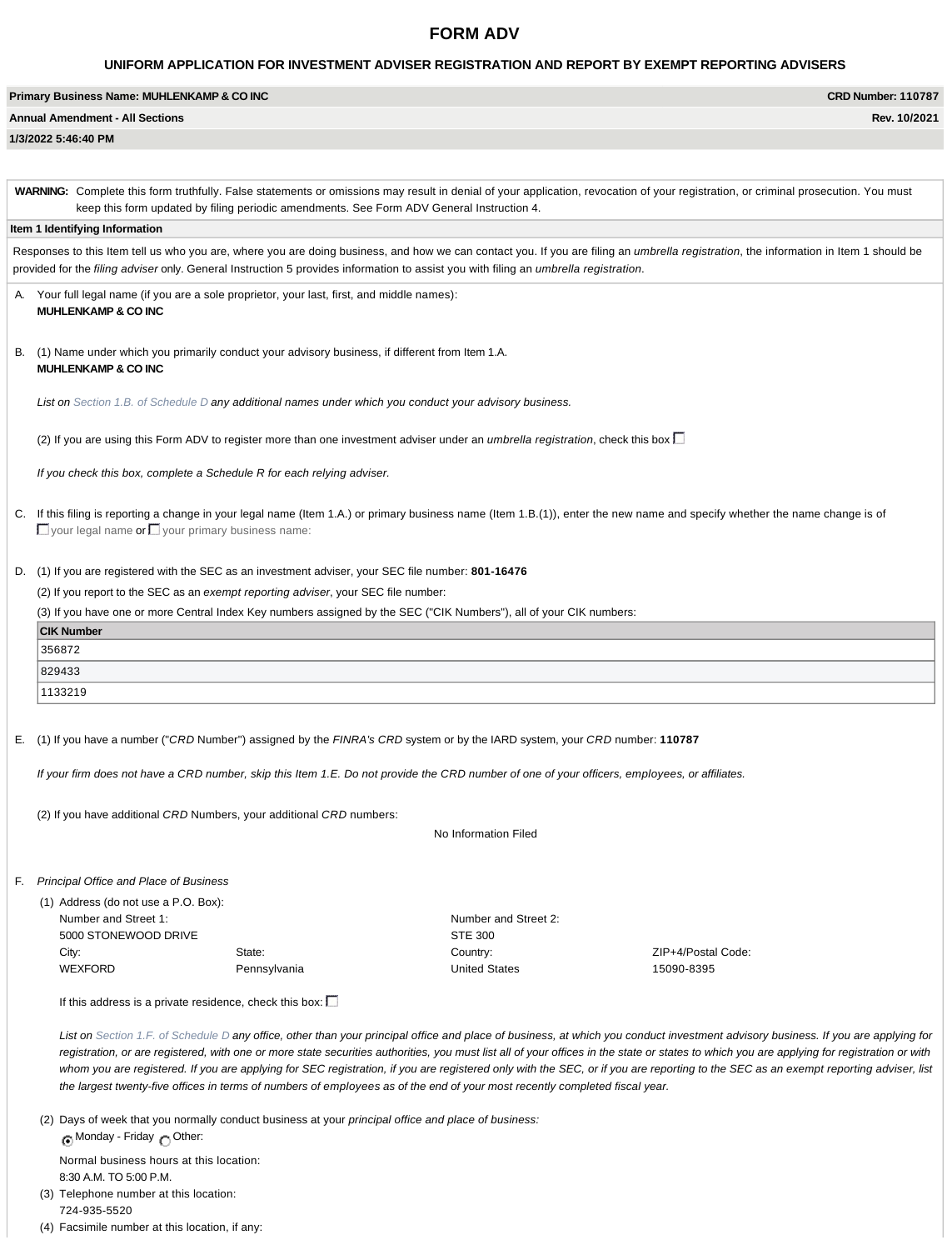# FORM ADV

## UNIFORM APPLICATION FOR INVESTMENT ADVISER REGISTRATION AND REPORT BY EXEMPT REPORTING ADVISERS

| **Primary Business Name: MUHLENKAMP & CO INC** | **CRD Number: 110787** |
|---|---|
| **Annual Amendment - All Sections** | **Rev. 10/2021** |
| **1/3/2022 5:46:40 PM** | |

**WARNING:** Complete this form truthfully. False statements or omissions may result in denial of your application, revocation of your registration, or criminal prosecution. You must keep this form updated by filing periodic amendments. See Form ADV General Instruction 4.

**Item 1 Identifying Information**

Responses to this Item tell us who you are, where you are doing business, and how we can contact you. If you are filing an *umbrella registration*, the information in Item 1 should be provided for the *filing adviser* only. General Instruction 5 provides information to assist you with filing an *umbrella registration*.

A. Your full legal name (if you are a sole proprietor, your last, first, and middle names):
**MUHLENKAMP & CO INC**

B. (1) Name under which you primarily conduct your advisory business, if different from Item 1.A.
**MUHLENKAMP & CO INC**

*List on Section 1.B. of Schedule D any additional names under which you conduct your advisory business.*

(2) If you are using this Form ADV to register more than one investment adviser under an *umbrella registration*, check this box ☐

*If you check this box, complete a Schedule R for each relying adviser.*

C. If this filing is reporting a change in your legal name (Item 1.A.) or primary business name (Item 1.B.(1)), enter the new name and specify whether the name change is of
☐ your legal name or ☐ your primary business name:

D. (1) If you are registered with the SEC as an investment adviser, your SEC file number: **801-16476**

(2) If you report to the SEC as an *exempt reporting adviser*, your SEC file number:

(3) If you have one or more Central Index Key numbers assigned by the SEC ("CIK Numbers"), all of your CIK numbers:

| CIK Number |
|---|
| 356872 |
| 829433 |
| 1133219 |

E. (1) If you have a number ("*CRD* Number") assigned by the *FINRA's CRD* system or by the IARD system, your *CRD* number: **110787**

*If your firm does not have a CRD number, skip this Item 1.E. Do not provide the CRD number of one of your officers, employees, or affiliates.*

(2) If you have additional *CRD* Numbers, your additional *CRD* numbers:

No Information Filed

F. *Principal Office and Place of Business*

(1) Address (do not use a P.O. Box):

| Number and Street 1: | | Number and Street 2: | |
|---|---|---|---|
| 5000 STONEWOOD DRIVE | | STE 300 | |
| City: | State: | Country: | ZIP+4/Postal Code: |
| WEXFORD | Pennsylvania | United States | 15090-8395 |

If this address is a private residence, check this box: ☐

*List on Section 1.F. of Schedule D any office, other than your principal office and place of business, at which you conduct investment advisory business. If you are applying for registration, or are registered, with one or more state securities authorities, you must list all of your offices in the state or states to which you are applying for registration or with whom you are registered. If you are applying for SEC registration, if you are registered only with the SEC, or if you are reporting to the SEC as an exempt reporting adviser, list the largest twenty-five offices in terms of numbers of employees as of the end of your most recently completed fiscal year.*

(2) Days of week that you normally conduct business at your *principal office and place of business:*
◉ Monday - Friday ◯ Other:

Normal business hours at this location:
8:30 A.M. TO 5:00 P.M.

(3) Telephone number at this location:
724-935-5520

(4) Facsimile number at this location, if any: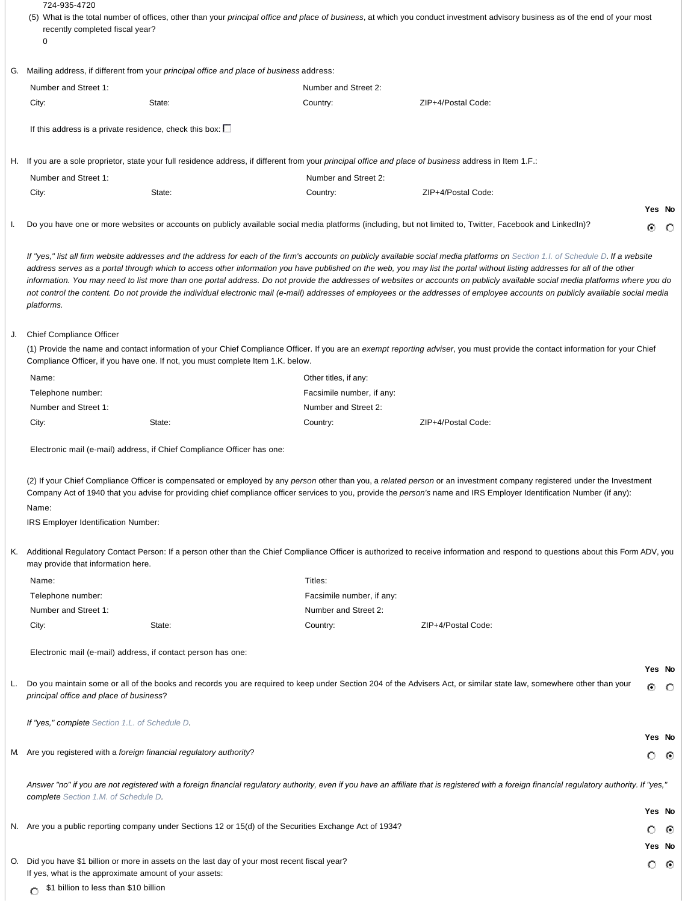724-935-4720

(5) What is the total number of offices, other than your *principal office and place of business*, at which you conduct investment advisory business as of the end of your most recently completed fiscal year?

0

G. Mailing address, if different from your *principal office and place of business* address:

| | | | |
|---|---|---|---|
| Number and Street 1: | | Number and Street 2: | |
| City: | State: | Country: | ZIP+4/Postal Code: |

If this address is a private residence, check this box: ☐

H. If you are a sole proprietor, state your full residence address, if different from your *principal office and place of business* address in Item 1.F.:

| | | | |
|---|---|---|---|
| Number and Street 1: | | Number and Street 2: | |
| City: | State: | Country: | ZIP+4/Postal Code: |

| | Yes | No |
|---|---|---|
| I. Do you have one or more websites or accounts on publicly available social media platforms (including, but not limited to, Twitter, Facebook and LinkedIn)? | ◉ | ○ |

*If "yes," list all firm website addresses and the address for each of the firm's accounts on publicly available social media platforms on Section 1.I. of Schedule D. If a website address serves as a portal through which to access other information you have published on the web, you may list the portal without listing addresses for all of the other information. You may need to list more than one portal address. Do not provide the addresses of websites or accounts on publicly available social media platforms where you do not control the content. Do not provide the individual electronic mail (e-mail) addresses of employees or the addresses of employee accounts on publicly available social media platforms.*

J. Chief Compliance Officer

(1) Provide the name and contact information of your Chief Compliance Officer. If you are an *exempt reporting adviser*, you must provide the contact information for your Chief Compliance Officer, if you have one. If not, you must complete Item 1.K. below.

| | | | |
|---|---|---|---|
| Name: | | Other titles, if any: | |
| Telephone number: | | Facsimile number, if any: | |
| Number and Street 1: | | Number and Street 2: | |
| City: | State: | Country: | ZIP+4/Postal Code: |

Electronic mail (e-mail) address, if Chief Compliance Officer has one:

(2) If your Chief Compliance Officer is compensated or employed by any *person* other than you, a *related person* or an investment company registered under the Investment Company Act of 1940 that you advise for providing chief compliance officer services to you, provide the *person's* name and IRS Employer Identification Number (if any):

Name:

IRS Employer Identification Number:

K. Additional Regulatory Contact Person: If a person other than the Chief Compliance Officer is authorized to receive information and respond to questions about this Form ADV, you may provide that information here.

| | | | |
|---|---|---|---|
| Name: | | Titles: | |
| Telephone number: | | Facsimile number, if any: | |
| Number and Street 1: | | Number and Street 2: | |
| City: | State: | Country: | ZIP+4/Postal Code: |

Electronic mail (e-mail) address, if contact person has one:

| | Yes | No |
|---|---|---|
| L. Do you maintain some or all of the books and records you are required to keep under Section 204 of the Advisers Act, or similar state law, somewhere other than your *principal office and place of business*? | ◉ | ○ |

*If "yes," complete Section 1.L. of Schedule D.*

| | Yes | No |
|---|---|---|
| M. Are you registered with a *foreign financial regulatory authority*? | ○ | ◉ |

*Answer "no" if you are not registered with a foreign financial regulatory authority, even if you have an affiliate that is registered with a foreign financial regulatory authority. If "yes," complete Section 1.M. of Schedule D.*

| | Yes | No |
|---|---|---|
| N. Are you a public reporting company under Sections 12 or 15(d) of the Securities Exchange Act of 1934? | ○ | ◉ |
| O. Did you have $1 billion or more in assets on the last day of your most recent fiscal year? | ○ | ◉ |

If yes, what is the approximate amount of your assets:

○ $1 billion to less than $10 billion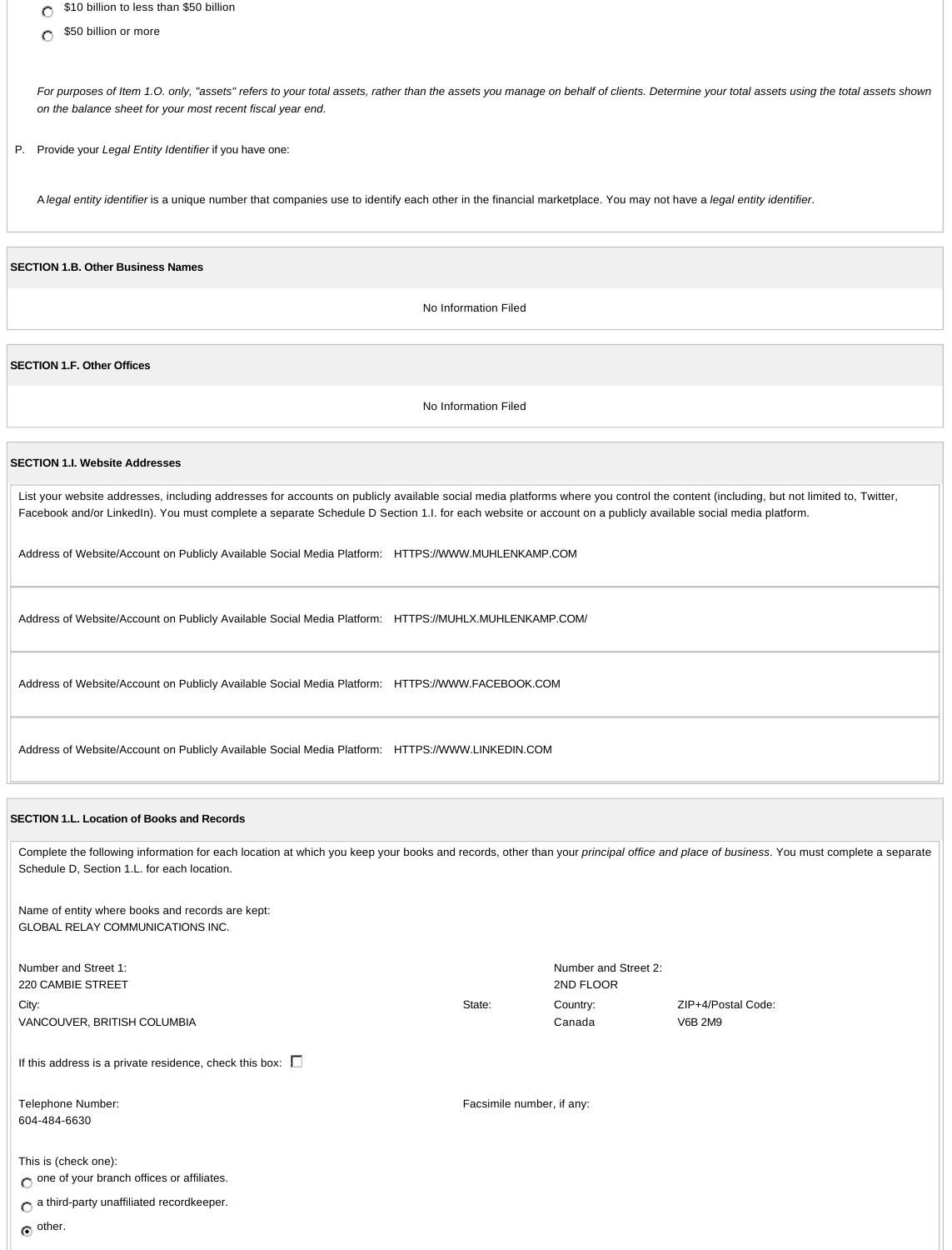- ○ $10 billion to less than $50 billion
- ○ $50 billion or more

*For purposes of Item 1.O. only, "assets" refers to your total assets, rather than the assets you manage on behalf of clients. Determine your total assets using the total assets shown on the balance sheet for your most recent fiscal year end.*

P. Provide your *Legal Entity Identifier* if you have one:

A *legal entity identifier* is a unique number that companies use to identify each other in the financial marketplace. You may not have a *legal entity identifier*.

**SECTION 1.B. Other Business Names**

No Information Filed

**SECTION 1.F. Other Offices**

No Information Filed

**SECTION 1.I. Website Addresses**

List your website addresses, including addresses for accounts on publicly available social media platforms where you control the content (including, but not limited to, Twitter, Facebook and/or LinkedIn). You must complete a separate Schedule D Section 1.I. for each website or account on a publicly available social media platform.

Address of Website/Account on Publicly Available Social Media Platform: HTTPS://WWW.MUHLENKAMP.COM

Address of Website/Account on Publicly Available Social Media Platform: HTTPS://MUHLX.MUHLENKAMP.COM/

Address of Website/Account on Publicly Available Social Media Platform: HTTPS://WWW.FACEBOOK.COM

Address of Website/Account on Publicly Available Social Media Platform: HTTPS://WWW.LINKEDIN.COM

**SECTION 1.L. Location of Books and Records**

Complete the following information for each location at which you keep your books and records, other than your *principal office and place of business*. You must complete a separate Schedule D, Section 1.L. for each location.

Name of entity where books and records are kept:
GLOBAL RELAY COMMUNICATIONS INC.

| Number and Street 1: | | Number and Street 2: | |
|---|---|---|---|
| 220 CAMBIE STREET | | 2ND FLOOR | |
| City: | State: | Country: | ZIP+4/Postal Code: |
| VANCOUVER, BRITISH COLUMBIA | | Canada | V6B 2M9 |

If this address is a private residence, check this box: ☐

| Telephone Number: | Facsimile number, if any: |
|---|---|
| 604-484-6630 | |

This is (check one):

- ○ one of your branch offices or affiliates.
- ○ a third-party unaffiliated recordkeeper.
- ● other.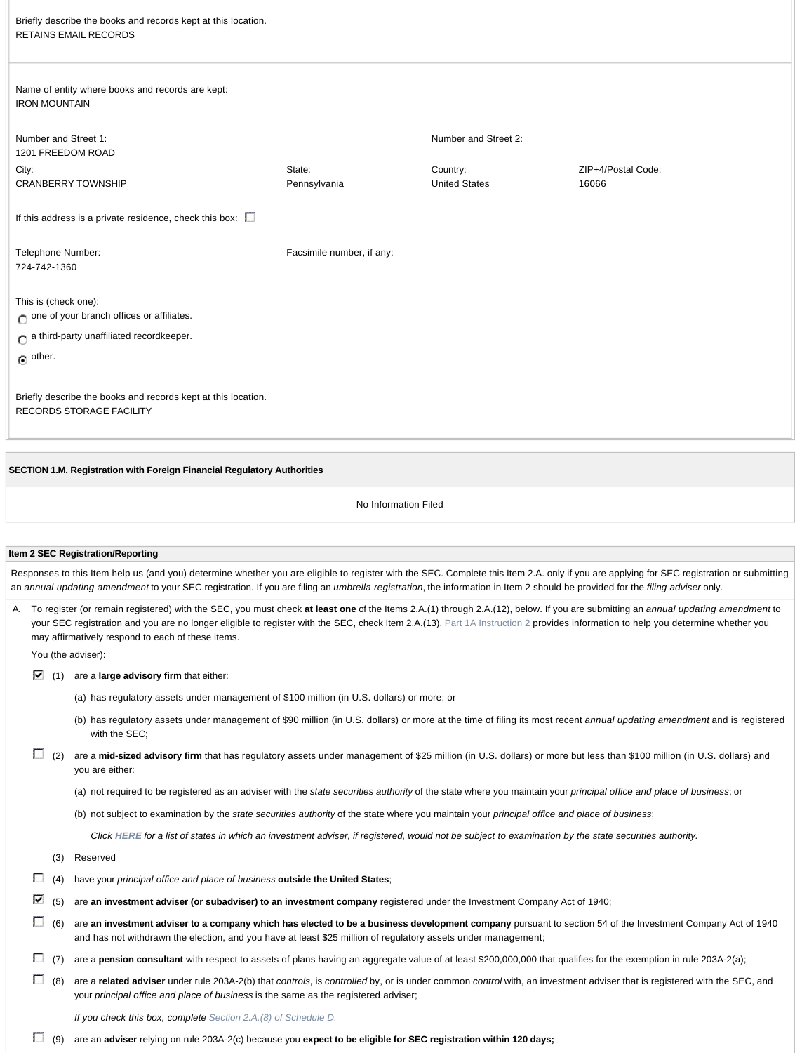Briefly describe the books and records kept at this location.
RETAINS EMAIL RECORDS

Name of entity where books and records are kept:
IRON MOUNTAIN

| Number and Street 1: | | Number and Street 2: | |
|---|---|---|---|
| 1201 FREEDOM ROAD | | | |
| City: | State: | Country: | ZIP+4/Postal Code: |
| CRANBERRY TOWNSHIP | Pennsylvania | United States | 16066 |

If this address is a private residence, check this box: ☐

| Telephone Number: | Facsimile number, if any: |
|---|---|
| 724-742-1360 | |

This is (check one):

- ○ one of your branch offices or affiliates.
- ○ a third-party unaffiliated recordkeeper.
- ◉ other.

Briefly describe the books and records kept at this location.
RECORDS STORAGE FACILITY

**SECTION 1.M. Registration with Foreign Financial Regulatory Authorities**

No Information Filed

**Item 2 SEC Registration/Reporting**

Responses to this Item help us (and you) determine whether you are eligible to register with the SEC. Complete this Item 2.A. only if you are applying for SEC registration or submitting an *annual updating amendment* to your SEC registration. If you are filing an *umbrella registration*, the information in Item 2 should be provided for the *filing adviser* only.

A. To register (or remain registered) with the SEC, you must check **at least one** of the Items 2.A.(1) through 2.A.(12), below. If you are submitting an *annual updating amendment* to your SEC registration and you are no longer eligible to register with the SEC, check Item 2.A.(13). Part 1A Instruction 2 provides information to help you determine whether you may affirmatively respond to each of these items.

You (the adviser):

☑ (1) are a **large advisory firm** that either:

(a) has regulatory assets under management of $100 million (in U.S. dollars) or more; or

(b) has regulatory assets under management of $90 million (in U.S. dollars) or more at the time of filing its most recent *annual updating amendment* and is registered with the SEC;

☐ (2) are a **mid-sized advisory firm** that has regulatory assets under management of $25 million (in U.S. dollars) or more but less than $100 million (in U.S. dollars) and you are either:

(a) not required to be registered as an adviser with the *state securities authority* of the state where you maintain your *principal office and place of business*; or

(b) not subject to examination by the *state securities authority* of the state where you maintain your *principal office and place of business*;

*Click **HERE** for a list of states in which an investment adviser, if registered, would not be subject to examination by the state securities authority.*

(3) Reserved

☐ (4) have your *principal office and place of business* **outside the United States**;

☑ (5) are **an investment adviser (or subadviser) to an investment company** registered under the Investment Company Act of 1940;

☐ (6) are **an investment adviser to a company which has elected to be a business development company** pursuant to section 54 of the Investment Company Act of 1940 and has not withdrawn the election, and you have at least $25 million of regulatory assets under management;

☐ (7) are a **pension consultant** with respect to assets of plans having an aggregate value of at least $200,000,000 that qualifies for the exemption in rule 203A-2(a);

☐ (8) are a **related adviser** under rule 203A-2(b) that *controls*, is *controlled* by, or is under common *control* with, an investment adviser that is registered with the SEC, and your *principal office and place of business* is the same as the registered adviser;

*If you check this box, complete Section 2.A.(8) of Schedule D.*

☐ (9) are an **adviser** relying on rule 203A-2(c) because you **expect to be eligible for SEC registration within 120 days;**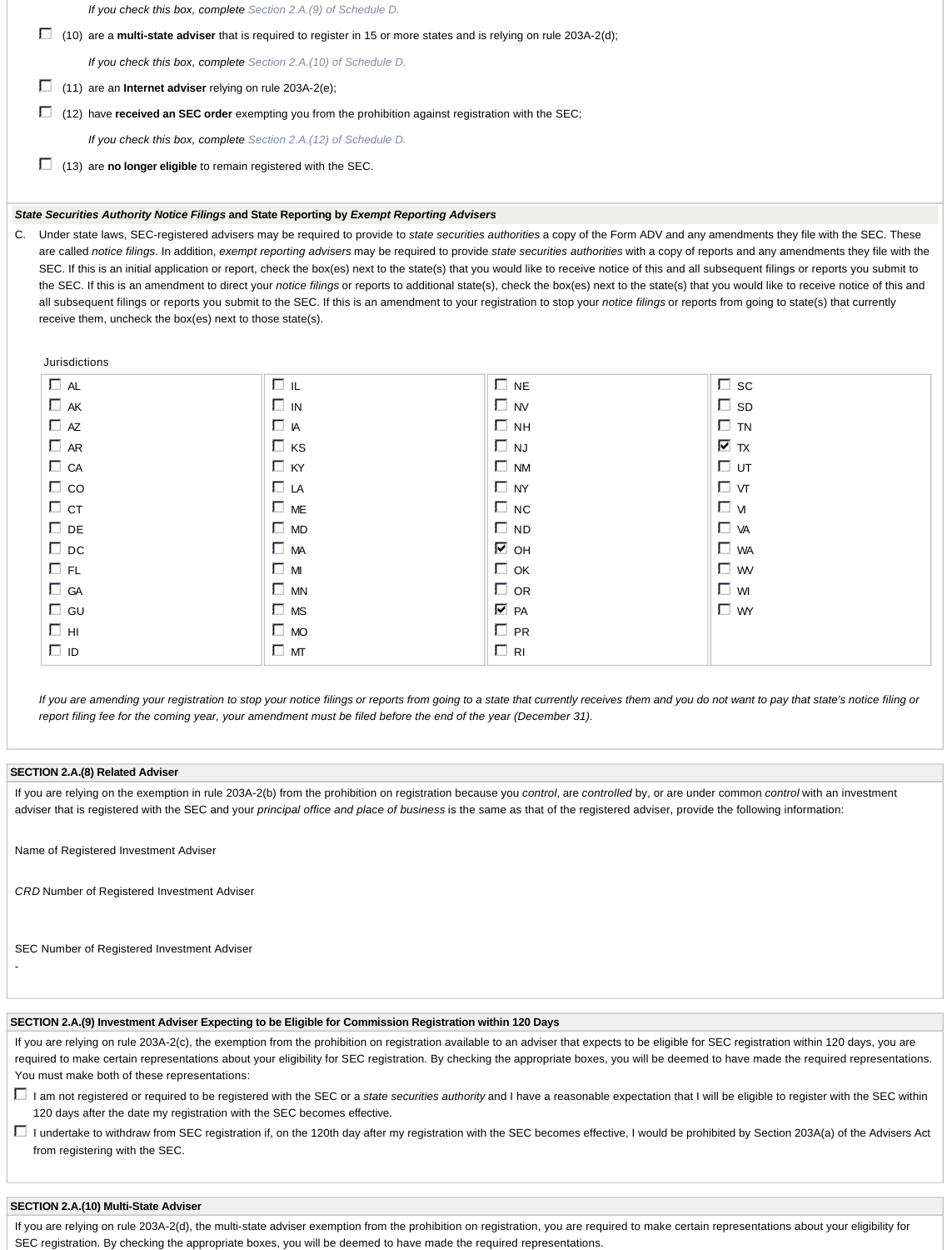*If you check this box, complete Section 2.A.(9) of Schedule D.*

☐ (10) are a **multi-state adviser** that is required to register in 15 or more states and is relying on rule 203A-2(d);

*If you check this box, complete Section 2.A.(10) of Schedule D.*

☐ (11) are an **Internet adviser** relying on rule 203A-2(e);

☐ (12) have **received an SEC order** exempting you from the prohibition against registration with the SEC;

*If you check this box, complete Section 2.A.(12) of Schedule D.*

☐ (13) are **no longer eligible** to remain registered with the SEC.

## *State Securities Authority Notice Filings* and State Reporting by *Exempt Reporting Advisers*

C. Under state laws, SEC-registered advisers may be required to provide to *state securities authorities* a copy of the Form ADV and any amendments they file with the SEC. These are called *notice filings*. In addition, *exempt reporting advisers* may be required to provide *state securities authorities* with a copy of reports and any amendments they file with the SEC. If this is an initial application or report, check the box(es) next to the state(s) that you would like to receive notice of this and all subsequent filings or reports you submit to the SEC. If this is an amendment to direct your *notice filings* or reports to additional state(s), check the box(es) next to the state(s) that you would like to receive notice of this and all subsequent filings or reports you submit to the SEC. If this is an amendment to your registration to stop your *notice filings* or reports from going to state(s) that currently receive them, uncheck the box(es) next to those state(s).

Jurisdictions

| | | | |
|---|---|---|---|
| ☐ AL | ☐ IL | ☐ NE | ☐ SC |
| ☐ AK | ☐ IN | ☐ NV | ☐ SD |
| ☐ AZ | ☐ IA | ☐ NH | ☐ TN |
| ☐ AR | ☐ KS | ☐ NJ | ☑ TX |
| ☐ CA | ☐ KY | ☐ NM | ☐ UT |
| ☐ CO | ☐ LA | ☐ NY | ☐ VT |
| ☐ CT | ☐ ME | ☐ NC | ☐ VI |
| ☐ DE | ☐ MD | ☐ ND | ☐ VA |
| ☐ DC | ☐ MA | ☑ OH | ☐ WA |
| ☐ FL | ☐ MI | ☐ OK | ☐ WV |
| ☐ GA | ☐ MN | ☐ OR | ☐ WI |
| ☐ GU | ☐ MS | ☑ PA | ☐ WY |
| ☐ HI | ☐ MO | ☐ PR | |
| ☐ ID | ☐ MT | ☐ RI | |

*If you are amending your registration to stop your notice filings or reports from going to a state that currently receives them and you do not want to pay that state's notice filing or report filing fee for the coming year, your amendment must be filed before the end of the year (December 31).*

## SECTION 2.A.(8) Related Adviser

If you are relying on the exemption in rule 203A-2(b) from the prohibition on registration because you *control*, are *controlled* by, or are under common *control* with an investment adviser that is registered with the SEC and your *principal office and place of business* is the same as that of the registered adviser, provide the following information:

Name of Registered Investment Adviser

*CRD* Number of Registered Investment Adviser

SEC Number of Registered Investment Adviser

-

## SECTION 2.A.(9) Investment Adviser Expecting to be Eligible for Commission Registration within 120 Days

If you are relying on rule 203A-2(c), the exemption from the prohibition on registration available to an adviser that expects to be eligible for SEC registration within 120 days, you are required to make certain representations about your eligibility for SEC registration. By checking the appropriate boxes, you will be deemed to have made the required representations. You must make both of these representations:

☐ I am not registered or required to be registered with the SEC or a *state securities authority* and I have a reasonable expectation that I will be eligible to register with the SEC within 120 days after the date my registration with the SEC becomes effective.

☐ I undertake to withdraw from SEC registration if, on the 120th day after my registration with the SEC becomes effective, I would be prohibited by Section 203A(a) of the Advisers Act from registering with the SEC.

## SECTION 2.A.(10) Multi-State Adviser

If you are relying on rule 203A-2(d), the multi-state adviser exemption from the prohibition on registration, you are required to make certain representations about your eligibility for SEC registration. By checking the appropriate boxes, you will be deemed to have made the required representations.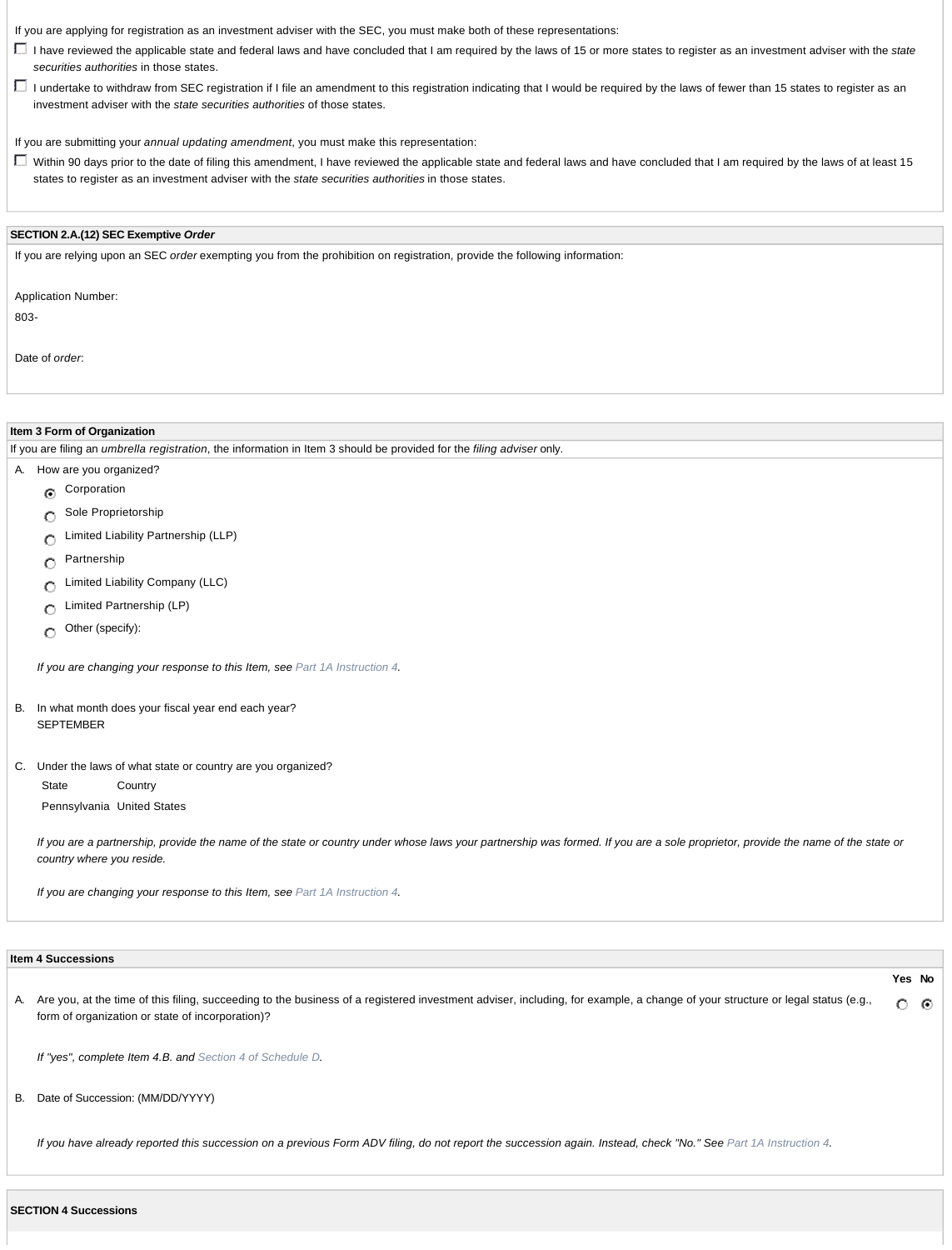If you are applying for registration as an investment adviser with the SEC, you must make both of these representations:

☐ I have reviewed the applicable state and federal laws and have concluded that I am required by the laws of 15 or more states to register as an investment adviser with the *state securities authorities* in those states.

☐ I undertake to withdraw from SEC registration if I file an amendment to this registration indicating that I would be required by the laws of fewer than 15 states to register as an investment adviser with the *state securities authorities* of those states.

If you are submitting your *annual updating amendment*, you must make this representation:

☐ Within 90 days prior to the date of filing this amendment, I have reviewed the applicable state and federal laws and have concluded that I am required by the laws of at least 15 states to register as an investment adviser with the *state securities authorities* in those states.

**SECTION 2.A.(12) SEC Exemptive *Order***

If you are relying upon an SEC *order* exempting you from the prohibition on registration, provide the following information:

Application Number:

803-

Date of *order*:

**Item 3 Form of Organization**

If you are filing an *umbrella registration*, the information in Item 3 should be provided for the *filing adviser* only.

A. How are you organized?

- ◉ Corporation
- ○ Sole Proprietorship
- ○ Limited Liability Partnership (LLP)
- ○ Partnership
- ○ Limited Liability Company (LLC)
- ○ Limited Partnership (LP)
- ○ Other (specify):

*If you are changing your response to this Item, see Part 1A Instruction 4.*

B. In what month does your fiscal year end each year?
SEPTEMBER

C. Under the laws of what state or country are you organized?

| State | Country |
|---|---|
| Pennsylvania | United States |

*If you are a partnership, provide the name of the state or country under whose laws your partnership was formed. If you are a sole proprietor, provide the name of the state or country where you reside.*

*If you are changing your response to this Item, see Part 1A Instruction 4.*

**Item 4 Successions**

| | Yes | No |
|---|---|---|
| A. Are you, at the time of this filing, succeeding to the business of a registered investment adviser, including, for example, a change of your structure or legal status (e.g., form of organization or state of incorporation)? | ○ | ◉ |

*If "yes", complete Item 4.B. and Section 4 of Schedule D.*

B. Date of Succession: (MM/DD/YYYY)

*If you have already reported this succession on a previous Form ADV filing, do not report the succession again. Instead, check "No." See Part 1A Instruction 4.*

**SECTION 4 Successions**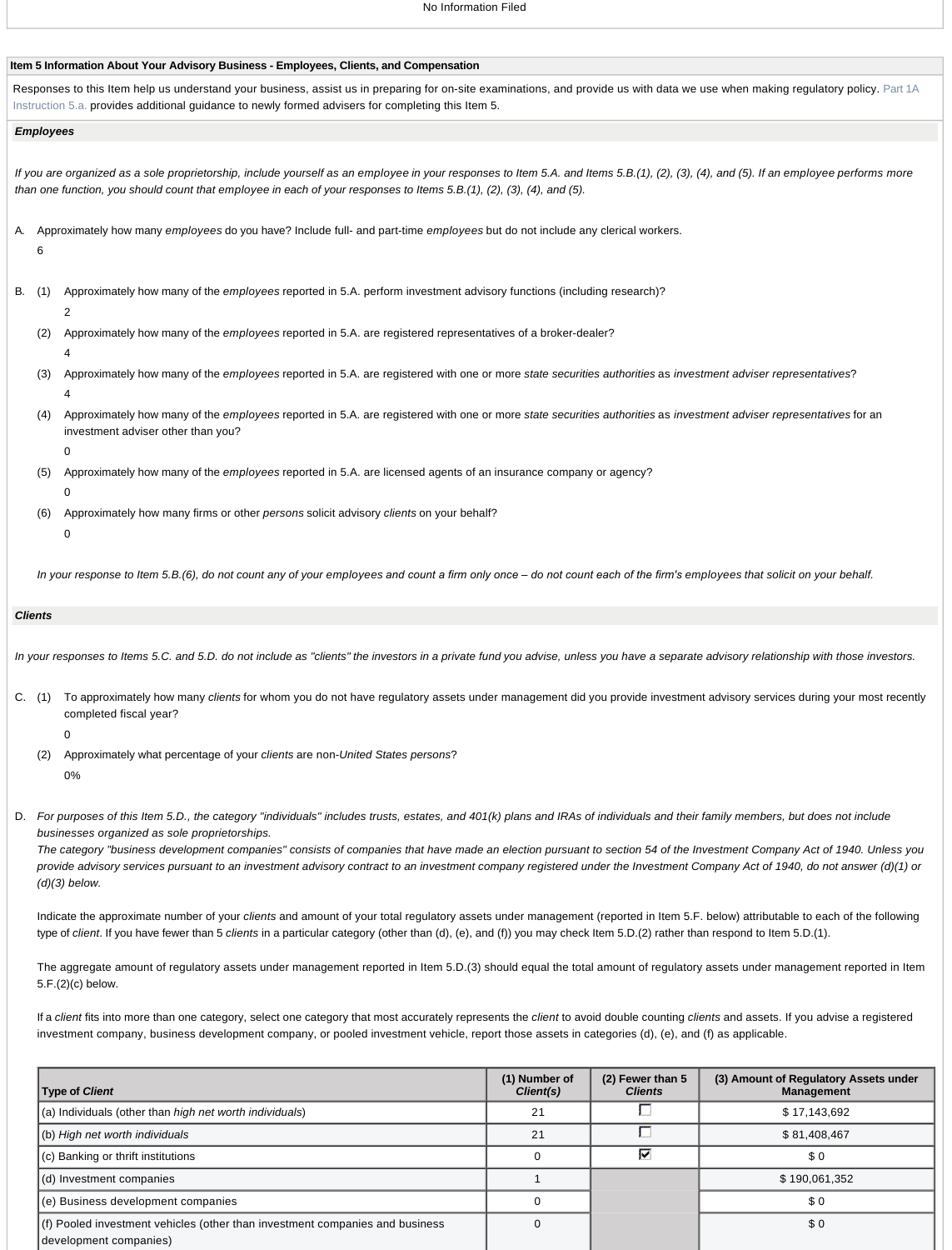No Information Filed

## Item 5 Information About Your Advisory Business - Employees, Clients, and Compensation

Responses to this Item help us understand your business, assist us in preparing for on-site examinations, and provide us with data we use when making regulatory policy. Part 1A Instruction 5.a. provides additional guidance to newly formed advisers for completing this Item 5.

### *Employees*

*If you are organized as a sole proprietorship, include yourself as an employee in your responses to Item 5.A. and Items 5.B.(1), (2), (3), (4), and (5). If an employee performs more than one function, you should count that employee in each of your responses to Items 5.B.(1), (2), (3), (4), and (5).*

A. Approximately how many *employees* do you have? Include full- and part-time *employees* but do not include any clerical workers.

6

B. (1) Approximately how many of the *employees* reported in 5.A. perform investment advisory functions (including research)?

2

(2) Approximately how many of the *employees* reported in 5.A. are registered representatives of a broker-dealer?

4

(3) Approximately how many of the *employees* reported in 5.A. are registered with one or more *state securities authorities* as *investment adviser representatives*?

4

(4) Approximately how many of the *employees* reported in 5.A. are registered with one or more *state securities authorities* as *investment adviser representatives* for an investment adviser other than you?

0

(5) Approximately how many of the *employees* reported in 5.A. are licensed agents of an insurance company or agency?

0

(6) Approximately how many firms or other *persons* solicit advisory *clients* on your behalf?

0

*In your response to Item 5.B.(6), do not count any of your employees and count a firm only once – do not count each of the firm's employees that solicit on your behalf.*

### *Clients*

*In your responses to Items 5.C. and 5.D. do not include as "clients" the investors in a private fund you advise, unless you have a separate advisory relationship with those investors.*

C. (1) To approximately how many *clients* for whom you do not have regulatory assets under management did you provide investment advisory services during your most recently completed fiscal year?

0

(2) Approximately what percentage of your *clients* are non-*United States persons*?

0%

D. *For purposes of this Item 5.D., the category "individuals" includes trusts, estates, and 401(k) plans and IRAs of individuals and their family members, but does not include businesses organized as sole proprietorships.*
*The category "business development companies" consists of companies that have made an election pursuant to section 54 of the Investment Company Act of 1940. Unless you provide advisory services pursuant to an investment advisory contract to an investment company registered under the Investment Company Act of 1940, do not answer (d)(1) or (d)(3) below.*

Indicate the approximate number of your *clients* and amount of your total regulatory assets under management (reported in Item 5.F. below) attributable to each of the following type of *client*. If you have fewer than 5 *clients* in a particular category (other than (d), (e), and (f)) you may check Item 5.D.(2) rather than respond to Item 5.D.(1).

The aggregate amount of regulatory assets under management reported in Item 5.D.(3) should equal the total amount of regulatory assets under management reported in Item 5.F.(2)(c) below.

If a *client* fits into more than one category, select one category that most accurately represents the *client* to avoid double counting *clients* and assets. If you advise a registered investment company, business development company, or pooled investment vehicle, report those assets in categories (d), (e), and (f) as applicable.

| Type of *Client* | (1) Number of *Client(s)* | (2) Fewer than 5 *Clients* | (3) Amount of Regulatory Assets under Management |
|---|---|---|---|
| (a) Individuals (other than *high net worth individuals*) | 21 | ☐ | $ 17,143,692 |
| (b) *High net worth individuals* | 21 | ☐ | $ 81,408,467 |
| (c) Banking or thrift institutions | 0 | ☑ | $ 0 |
| (d) Investment companies | 1 | | $ 190,061,352 |
| (e) Business development companies | 0 | | $ 0 |
| (f) Pooled investment vehicles (other than investment companies and business development companies) | 0 | | $ 0 |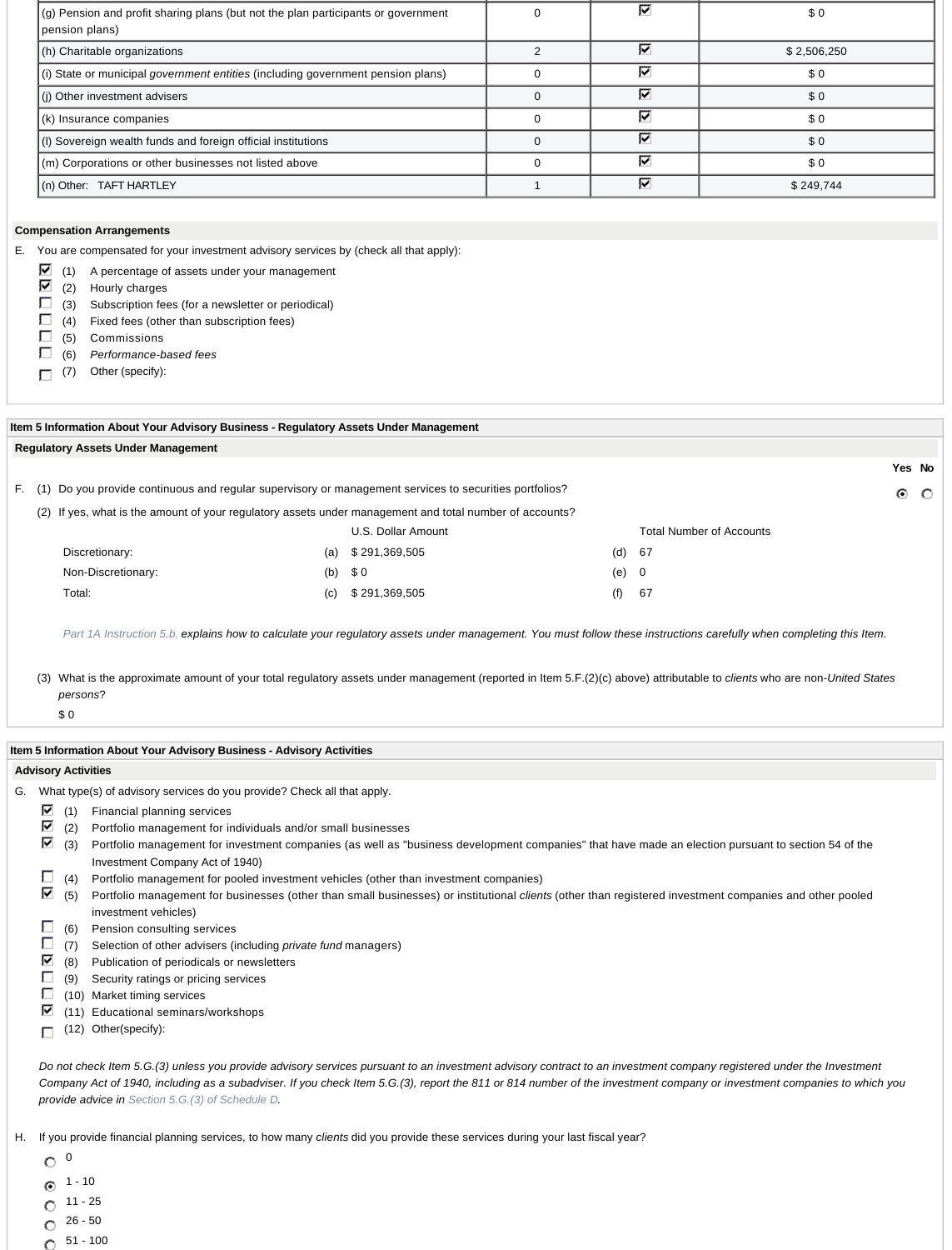| | | | |
|---|---|---|---|
| (g) Pension and profit sharing plans (but not the plan participants or government pension plans) | 0 | ☑ | $ 0 |
| (h) Charitable organizations | 2 | ☑ | $ 2,506,250 |
| (i) State or municipal *government entities* (including government pension plans) | 0 | ☑ | $ 0 |
| (j) Other investment advisers | 0 | ☑ | $ 0 |
| (k) Insurance companies | 0 | ☑ | $ 0 |
| (l) Sovereign wealth funds and foreign official institutions | 0 | ☑ | $ 0 |
| (m) Corporations or other businesses not listed above | 0 | ☑ | $ 0 |
| (n) Other: TAFT HARTLEY | 1 | ☑ | $ 249,744 |

**Compensation Arrangements**

E. You are compensated for your investment advisory services by (check all that apply):

- ☑ (1) A percentage of assets under your management
- ☑ (2) Hourly charges
- ☐ (3) Subscription fees (for a newsletter or periodical)
- ☐ (4) Fixed fees (other than subscription fees)
- ☐ (5) Commissions
- ☐ (6) *Performance-based fees*
- ☐ (7) Other (specify):

**Item 5 Information About Your Advisory Business - Regulatory Assets Under Management**

**Regulatory Assets Under Management**

F. (1) Do you provide continuous and regular supervisory or management services to securities portfolios? Yes ◉ No ○

(2) If yes, what is the amount of your regulatory assets under management and total number of accounts?

| | | U.S. Dollar Amount | | Total Number of Accounts |
|---|---|---|---|---|
| Discretionary: | (a) | $ 291,369,505 | (d) | 67 |
| Non-Discretionary: | (b) | $ 0 | (e) | 0 |
| Total: | (c) | $ 291,369,505 | (f) | 67 |

Part 1A Instruction 5.b. *explains how to calculate your regulatory assets under management. You must follow these instructions carefully when completing this Item.*

(3) What is the approximate amount of your total regulatory assets under management (reported in Item 5.F.(2)(c) above) attributable to *clients* who are non-*United States persons*?

$ 0

**Item 5 Information About Your Advisory Business - Advisory Activities**

**Advisory Activities**

G. What type(s) of advisory services do you provide? Check all that apply.

- ☑ (1) Financial planning services
- ☑ (2) Portfolio management for individuals and/or small businesses
- ☑ (3) Portfolio management for investment companies (as well as "business development companies" that have made an election pursuant to section 54 of the Investment Company Act of 1940)
- ☐ (4) Portfolio management for pooled investment vehicles (other than investment companies)
- ☑ (5) Portfolio management for businesses (other than small businesses) or institutional *clients* (other than registered investment companies and other pooled investment vehicles)
- ☐ (6) Pension consulting services
- ☐ (7) Selection of other advisers (including *private fund* managers)
- ☑ (8) Publication of periodicals or newsletters
- ☐ (9) Security ratings or pricing services
- ☐ (10) Market timing services
- ☑ (11) Educational seminars/workshops
- ☐ (12) Other(specify):

*Do not check Item 5.G.(3) unless you provide advisory services pursuant to an investment advisory contract to an investment company registered under the Investment Company Act of 1940, including as a subadviser. If you check Item 5.G.(3), report the 811 or 814 number of the investment company or investment companies to which you provide advice in* Section 5.G.(3) of Schedule D.

H. If you provide financial planning services, to how many *clients* did you provide these services during your last fiscal year?

- ○ 0
- ◉ 1 - 10
- ○ 11 - 25
- ○ 26 - 50
- ○ 51 - 100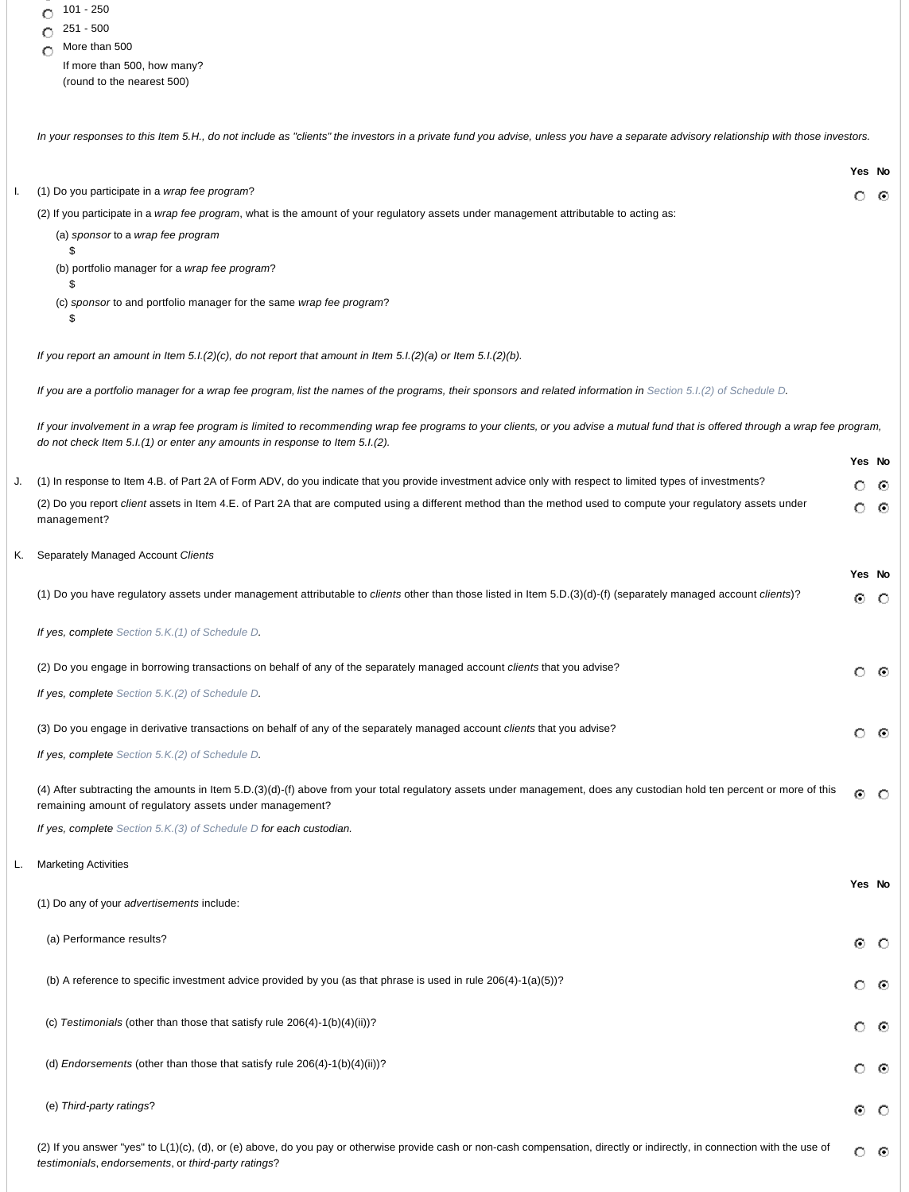- ○ 101 - 250
- ○ 251 - 500
- ○ More than 500

If more than 500, how many?
(round to the nearest 500)

*In your responses to this Item 5.H., do not include as "clients" the investors in a private fund you advise, unless you have a separate advisory relationship with those investors.*

| | | Yes | No |
|---|---|---|---|
| I. | (1) Do you participate in a *wrap fee program*? | ○ | ◉ |

(2) If you participate in a *wrap fee program*, what is the amount of your regulatory assets under management attributable to acting as:

(a) *sponsor* to a *wrap fee program*
$

(b) portfolio manager for a *wrap fee program*?
$

(c) *sponsor* to and portfolio manager for the same *wrap fee program*?
$

*If you report an amount in Item 5.I.(2)(c), do not report that amount in Item 5.I.(2)(a) or Item 5.I.(2)(b).*

*If you are a portfolio manager for a wrap fee program, list the names of the programs, their sponsors and related information in Section 5.I.(2) of Schedule D.*

*If your involvement in a wrap fee program is limited to recommending wrap fee programs to your clients, or you advise a mutual fund that is offered through a wrap fee program, do not check Item 5.I.(1) or enter any amounts in response to Item 5.I.(2).*

| | | Yes | No |
|---|---|---|---|
| J. | (1) In response to Item 4.B. of Part 2A of Form ADV, do you indicate that you provide investment advice only with respect to limited types of investments? | ○ | ◉ |
| | (2) Do you report *client* assets in Item 4.E. of Part 2A that are computed using a different method than the method used to compute your regulatory assets under management? | ○ | ◉ |

K. Separately Managed Account *Clients*

| | Yes | No |
|---|---|---|
| (1) Do you have regulatory assets under management attributable to *clients* other than those listed in Item 5.D.(3)(d)-(f) (separately managed account *clients*)? | ◉ | ○ |

*If yes, complete Section 5.K.(1) of Schedule D.*

| | Yes | No |
|---|---|---|
| (2) Do you engage in borrowing transactions on behalf of any of the separately managed account *clients* that you advise? | ○ | ◉ |

*If yes, complete Section 5.K.(2) of Schedule D.*

| | Yes | No |
|---|---|---|
| (3) Do you engage in derivative transactions on behalf of any of the separately managed account *clients* that you advise? | ○ | ◉ |

*If yes, complete Section 5.K.(2) of Schedule D.*

| | Yes | No |
|---|---|---|
| (4) After subtracting the amounts in Item 5.D.(3)(d)-(f) above from your total regulatory assets under management, does any custodian hold ten percent or more of this remaining amount of regulatory assets under management? | ◉ | ○ |

*If yes, complete Section 5.K.(3) of Schedule D for each custodian.*

L. Marketing Activities

| | Yes | No |
|---|---|---|
| (1) Do any of your *advertisements* include: | | |
| (a) Performance results? | ◉ | ○ |
| (b) A reference to specific investment advice provided by you (as that phrase is used in rule 206(4)-1(a)(5))? | ○ | ◉ |
| (c) *Testimonials* (other than those that satisfy rule 206(4)-1(b)(4)(ii))? | ○ | ◉ |
| (d) *Endorsements* (other than those that satisfy rule 206(4)-1(b)(4)(ii))? | ○ | ◉ |
| (e) *Third-party ratings*? | ◉ | ○ |
| (2) If you answer "yes" to L(1)(c), (d), or (e) above, do you pay or otherwise provide cash or non-cash compensation, directly or indirectly, in connection with the use of *testimonials*, *endorsements*, or *third-party ratings*? | ○ | ◉ |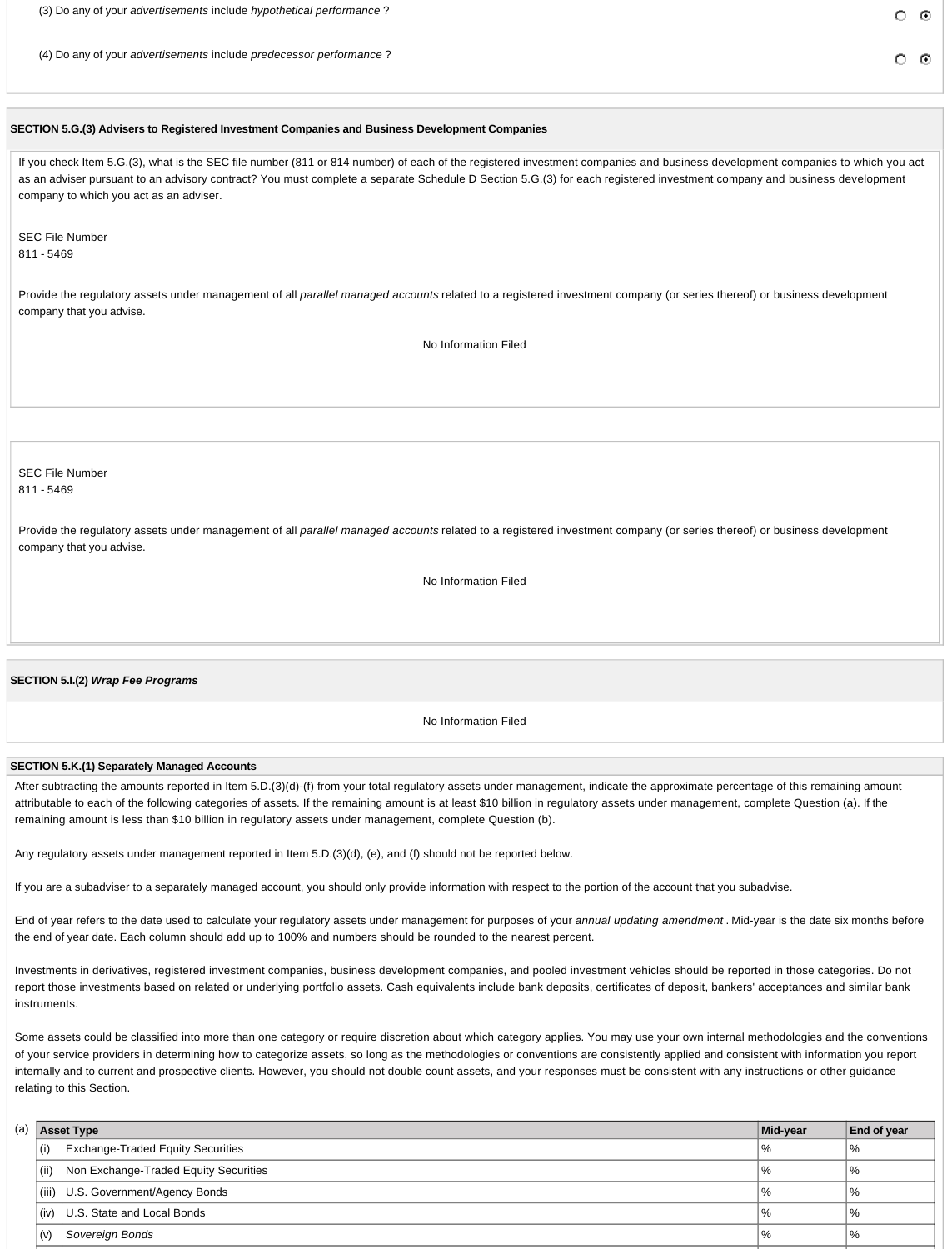(3) Do any of your *advertisements* include *hypothetical performance* ?

(4) Do any of your *advertisements* include *predecessor performance* ?

**SECTION 5.G.(3) Advisers to Registered Investment Companies and Business Development Companies**

If you check Item 5.G.(3), what is the SEC file number (811 or 814 number) of each of the registered investment companies and business development companies to which you act as an adviser pursuant to an advisory contract? You must complete a separate Schedule D Section 5.G.(3) for each registered investment company and business development company to which you act as an adviser.

SEC File Number
811 - 5469

Provide the regulatory assets under management of all *parallel managed accounts* related to a registered investment company (or series thereof) or business development company that you advise.

No Information Filed

SEC File Number
811 - 5469

Provide the regulatory assets under management of all *parallel managed accounts* related to a registered investment company (or series thereof) or business development company that you advise.

No Information Filed

**SECTION 5.I.(2)** ***Wrap Fee Programs***

No Information Filed

**SECTION 5.K.(1) Separately Managed Accounts**

After subtracting the amounts reported in Item 5.D.(3)(d)-(f) from your total regulatory assets under management, indicate the approximate percentage of this remaining amount attributable to each of the following categories of assets. If the remaining amount is at least $10 billion in regulatory assets under management, complete Question (a). If the remaining amount is less than $10 billion in regulatory assets under management, complete Question (b).

Any regulatory assets under management reported in Item 5.D.(3)(d), (e), and (f) should not be reported below.

If you are a subadviser to a separately managed account, you should only provide information with respect to the portion of the account that you subadvise.

End of year refers to the date used to calculate your regulatory assets under management for purposes of your *annual updating amendment* . Mid-year is the date six months before the end of year date. Each column should add up to 100% and numbers should be rounded to the nearest percent.

Investments in derivatives, registered investment companies, business development companies, and pooled investment vehicles should be reported in those categories. Do not report those investments based on related or underlying portfolio assets. Cash equivalents include bank deposits, certificates of deposit, bankers' acceptances and similar bank instruments.

Some assets could be classified into more than one category or require discretion about which category applies. You may use your own internal methodologies and the conventions of your service providers in determining how to categorize assets, so long as the methodologies or conventions are consistently applied and consistent with information you report internally and to current and prospective clients. However, you should not double count assets, and your responses must be consistent with any instructions or other guidance relating to this Section.

(a)

| Asset Type | Mid-year | End of year |
|---|---|---|
| (i) Exchange-Traded Equity Securities | % | % |
| (ii) Non Exchange-Traded Equity Securities | % | % |
| (iii) U.S. Government/Agency Bonds | % | % |
| (iv) U.S. State and Local Bonds | % | % |
| (v) *Sovereign Bonds* | % | % |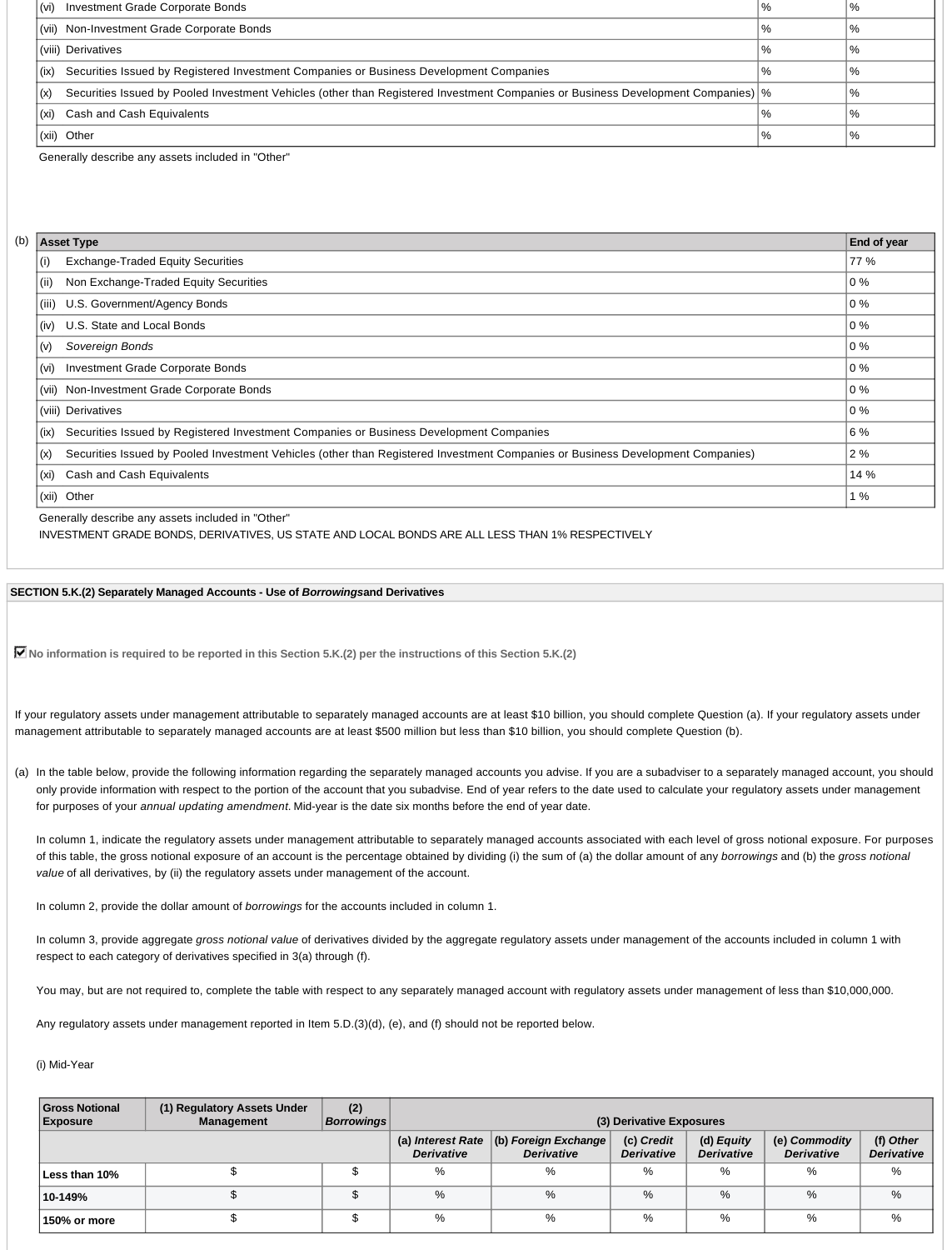| | | |
|---|---|---|
| (vi) Investment Grade Corporate Bonds | % | % |
| (vii) Non-Investment Grade Corporate Bonds | % | % |
| (viii) Derivatives | % | % |
| (ix) Securities Issued by Registered Investment Companies or Business Development Companies | % | % |
| (x) Securities Issued by Pooled Investment Vehicles (other than Registered Investment Companies or Business Development Companies) | % | % |
| (xi) Cash and Cash Equivalents | % | % |
| (xii) Other | % | % |

Generally describe any assets included in "Other"

(b)

| Asset Type | End of year |
|---|---|
| (i) Exchange-Traded Equity Securities | 77 % |
| (ii) Non Exchange-Traded Equity Securities | 0 % |
| (iii) U.S. Government/Agency Bonds | 0 % |
| (iv) U.S. State and Local Bonds | 0 % |
| (v) *Sovereign Bonds* | 0 % |
| (vi) Investment Grade Corporate Bonds | 0 % |
| (vii) Non-Investment Grade Corporate Bonds | 0 % |
| (viii) Derivatives | 0 % |
| (ix) Securities Issued by Registered Investment Companies or Business Development Companies | 6 % |
| (x) Securities Issued by Pooled Investment Vehicles (other than Registered Investment Companies or Business Development Companies) | 2 % |
| (xi) Cash and Cash Equivalents | 14 % |
| (xii) Other | 1 % |

Generally describe any assets included in "Other"

INVESTMENT GRADE BONDS, DERIVATIVES, US STATE AND LOCAL BONDS ARE ALL LESS THAN 1% RESPECTIVELY

**SECTION 5.K.(2) Separately Managed Accounts - Use of *Borrowings*and Derivatives**

☑ **No information is required to be reported in this Section 5.K.(2) per the instructions of this Section 5.K.(2)**

If your regulatory assets under management attributable to separately managed accounts are at least $10 billion, you should complete Question (a). If your regulatory assets under management attributable to separately managed accounts are at least $500 million but less than $10 billion, you should complete Question (b).

(a) In the table below, provide the following information regarding the separately managed accounts you advise. If you are a subadviser to a separately managed account, you should only provide information with respect to the portion of the account that you subadvise. End of year refers to the date used to calculate your regulatory assets under management for purposes of your *annual updating amendment*. Mid-year is the date six months before the end of year date.

In column 1, indicate the regulatory assets under management attributable to separately managed accounts associated with each level of gross notional exposure. For purposes of this table, the gross notional exposure of an account is the percentage obtained by dividing (i) the sum of (a) the dollar amount of any *borrowings* and (b) the *gross notional value* of all derivatives, by (ii) the regulatory assets under management of the account.

In column 2, provide the dollar amount of *borrowings* for the accounts included in column 1.

In column 3, provide aggregate *gross notional value* of derivatives divided by the aggregate regulatory assets under management of the accounts included in column 1 with respect to each category of derivatives specified in 3(a) through (f).

You may, but are not required to, complete the table with respect to any separately managed account with regulatory assets under management of less than $10,000,000.

Any regulatory assets under management reported in Item 5.D.(3)(d), (e), and (f) should not be reported below.

(i) Mid-Year

| Gross Notional Exposure | (1) Regulatory Assets Under Management | (2) *Borrowings* | (3) Derivative Exposures | | | | | |
|---|---|---|---|---|---|---|---|---|
| | | | (a) *Interest Rate Derivative* | (b) *Foreign Exchange Derivative* | (c) *Credit Derivative* | (d) *Equity Derivative* | (e) *Commodity Derivative* | (f) *Other Derivative* |
| **Less than 10%** | $ | $ | % | % | % | % | % | % |
| **10-149%** | $ | $ | % | % | % | % | % | % |
| **150% or more** | $ | $ | % | % | % | % | % | % |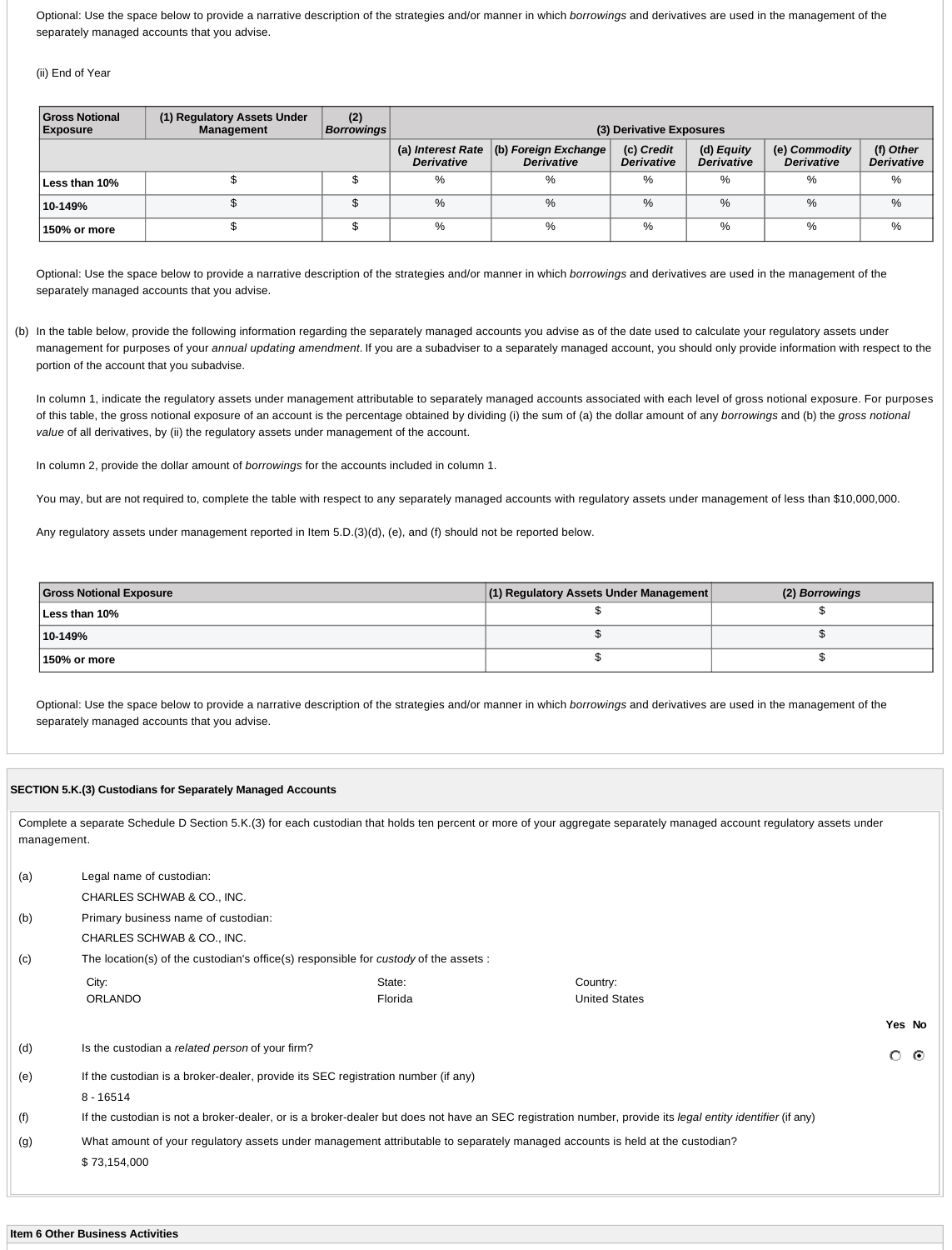Optional: Use the space below to provide a narrative description of the strategies and/or manner in which *borrowings* and derivatives are used in the management of the separately managed accounts that you advise.

(ii) End of Year

| Gross Notional Exposure | (1) Regulatory Assets Under Management | (2) *Borrowings* | (3) Derivative Exposures | | | | | |
|---|---|---|---|---|---|---|---|---|
| | | | (a) *Interest Rate Derivative* | (b) *Foreign Exchange Derivative* | (c) *Credit Derivative* | (d) *Equity Derivative* | (e) *Commodity Derivative* | (f) *Other Derivative* |
| Less than 10% | $ | $ | % | % | % | % | % | % |
| 10-149% | $ | $ | % | % | % | % | % | % |
| 150% or more | $ | $ | % | % | % | % | % | % |

Optional: Use the space below to provide a narrative description of the strategies and/or manner in which *borrowings* and derivatives are used in the management of the separately managed accounts that you advise.

(b) In the table below, provide the following information regarding the separately managed accounts you advise as of the date used to calculate your regulatory assets under management for purposes of your *annual updating amendment*. If you are a subadviser to a separately managed account, you should only provide information with respect to the portion of the account that you subadvise.

In column 1, indicate the regulatory assets under management attributable to separately managed accounts associated with each level of gross notional exposure. For purposes of this table, the gross notional exposure of an account is the percentage obtained by dividing (i) the sum of (a) the dollar amount of any *borrowings* and (b) the *gross notional value* of all derivatives, by (ii) the regulatory assets under management of the account.

In column 2, provide the dollar amount of *borrowings* for the accounts included in column 1.

You may, but are not required to, complete the table with respect to any separately managed accounts with regulatory assets under management of less than $10,000,000.

Any regulatory assets under management reported in Item 5.D.(3)(d), (e), and (f) should not be reported below.

| Gross Notional Exposure | (1) Regulatory Assets Under Management | (2) *Borrowings* |
|---|---|---|
| Less than 10% | $ | $ |
| 10-149% | $ | $ |
| 150% or more | $ | $ |

Optional: Use the space below to provide a narrative description of the strategies and/or manner in which *borrowings* and derivatives are used in the management of the separately managed accounts that you advise.

**SECTION 5.K.(3) Custodians for Separately Managed Accounts**

Complete a separate Schedule D Section 5.K.(3) for each custodian that holds ten percent or more of your aggregate separately managed account regulatory assets under management.

(a) Legal name of custodian:
CHARLES SCHWAB & CO., INC.

(b) Primary business name of custodian:
CHARLES SCHWAB & CO., INC.

(c) The location(s) of the custodian's office(s) responsible for *custody* of the assets :

| City: | State: | Country: |
|---|---|---|
| ORLANDO | Florida | United States |

| | | Yes | No |
|---|---|---|---|
| (d) | Is the custodian a *related person* of your firm? | ○ | ⦿ |

(e) If the custodian is a broker-dealer, provide its SEC registration number (if any)
8 - 16514

(f) If the custodian is not a broker-dealer, or is a broker-dealer but does not have an SEC registration number, provide its *legal entity identifier* (if any)

(g) What amount of your regulatory assets under management attributable to separately managed accounts is held at the custodian?
$ 73,154,000

**Item 6 Other Business Activities**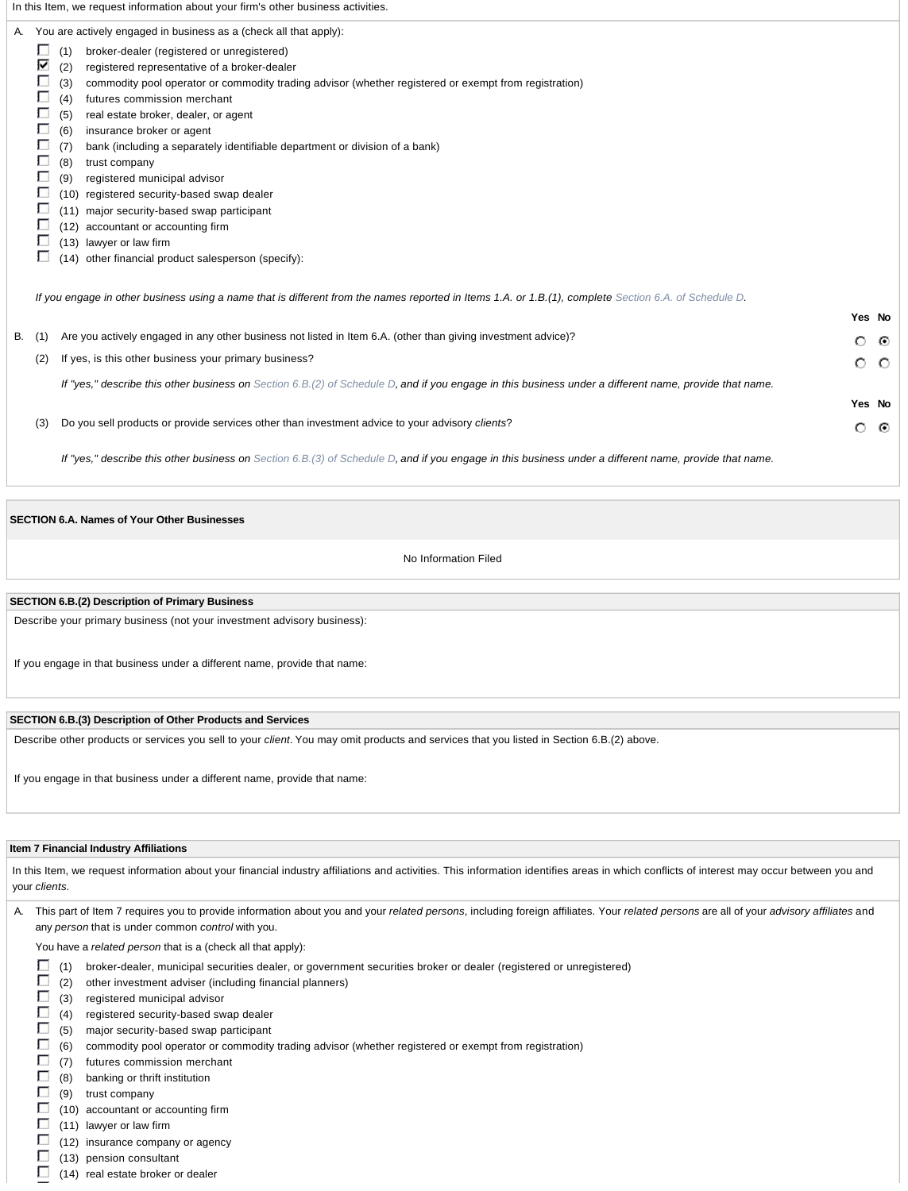In this Item, we request information about your firm's other business activities.

A. You are actively engaged in business as a (check all that apply):

- [ ] (1) broker-dealer (registered or unregistered)
- [x] (2) registered representative of a broker-dealer
- [ ] (3) commodity pool operator or commodity trading advisor (whether registered or exempt from registration)
- [ ] (4) futures commission merchant
- [ ] (5) real estate broker, dealer, or agent
- [ ] (6) insurance broker or agent
- [ ] (7) bank (including a separately identifiable department or division of a bank)
- [ ] (8) trust company
- [ ] (9) registered municipal advisor
- [ ] (10) registered security-based swap dealer
- [ ] (11) major security-based swap participant
- [ ] (12) accountant or accounting firm
- [ ] (13) lawyer or law firm
- [ ] (14) other financial product salesperson (specify):

*If you engage in other business using a name that is different from the names reported in Items 1.A. or 1.B.(1), complete Section 6.A. of Schedule D.*

| | | Yes | No |
|---|---|---|---|
| B. (1) | Are you actively engaged in any other business not listed in Item 6.A. (other than giving investment advice)? | ○ | ◉ |
| (2) | If yes, is this other business your primary business? | ○ | ○ |

*If "yes," describe this other business on Section 6.B.(2) of Schedule D, and if you engage in this business under a different name, provide that name.*

| | | Yes | No |
|---|---|---|---|
| (3) | Do you sell products or provide services other than investment advice to your advisory *clients*? | ○ | ◉ |

*If "yes," describe this other business on Section 6.B.(3) of Schedule D, and if you engage in this business under a different name, provide that name.*

**SECTION 6.A. Names of Your Other Businesses**

No Information Filed

**SECTION 6.B.(2) Description of Primary Business**

Describe your primary business (not your investment advisory business):

If you engage in that business under a different name, provide that name:

**SECTION 6.B.(3) Description of Other Products and Services**

Describe other products or services you sell to your *client*. You may omit products and services that you listed in Section 6.B.(2) above.

If you engage in that business under a different name, provide that name:

**Item 7 Financial Industry Affiliations**

In this Item, we request information about your financial industry affiliations and activities. This information identifies areas in which conflicts of interest may occur between you and your *clients*.

A. This part of Item 7 requires you to provide information about you and your *related persons*, including foreign affiliates. Your *related persons* are all of your *advisory affiliates* and any *person* that is under common *control* with you.

You have a *related person* that is a (check all that apply):

- [ ] (1) broker-dealer, municipal securities dealer, or government securities broker or dealer (registered or unregistered)
- [ ] (2) other investment adviser (including financial planners)
- [ ] (3) registered municipal advisor
- [ ] (4) registered security-based swap dealer
- [ ] (5) major security-based swap participant
- [ ] (6) commodity pool operator or commodity trading advisor (whether registered or exempt from registration)
- [ ] (7) futures commission merchant
- [ ] (8) banking or thrift institution
- [ ] (9) trust company
- [ ] (10) accountant or accounting firm
- [ ] (11) lawyer or law firm
- [ ] (12) insurance company or agency
- [ ] (13) pension consultant
- [ ] (14) real estate broker or dealer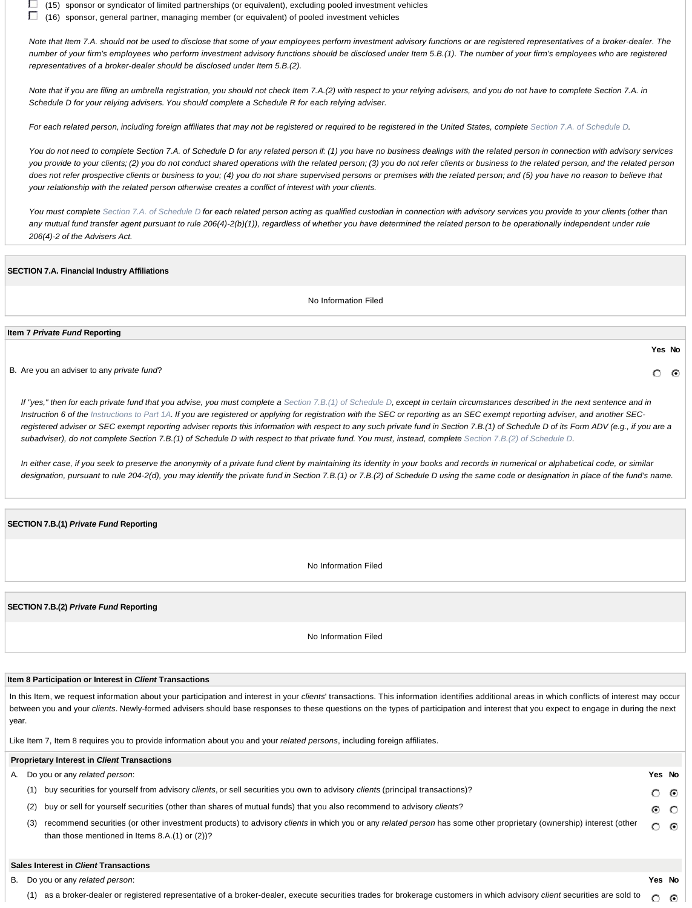- ☐ (15) sponsor or syndicator of limited partnerships (or equivalent), excluding pooled investment vehicles
- ☐ (16) sponsor, general partner, managing member (or equivalent) of pooled investment vehicles

*Note that Item 7.A. should not be used to disclose that some of your employees perform investment advisory functions or are registered representatives of a broker-dealer. The number of your firm's employees who perform investment advisory functions should be disclosed under Item 5.B.(1). The number of your firm's employees who are registered representatives of a broker-dealer should be disclosed under Item 5.B.(2).*

*Note that if you are filing an umbrella registration, you should not check Item 7.A.(2) with respect to your relying advisers, and you do not have to complete Section 7.A. in Schedule D for your relying advisers. You should complete a Schedule R for each relying adviser.*

*For each related person, including foreign affiliates that may not be registered or required to be registered in the United States, complete Section 7.A. of Schedule D.*

*You do not need to complete Section 7.A. of Schedule D for any related person if: (1) you have no business dealings with the related person in connection with advisory services you provide to your clients; (2) you do not conduct shared operations with the related person; (3) you do not refer clients or business to the related person, and the related person does not refer prospective clients or business to you; (4) you do not share supervised persons or premises with the related person; and (5) you have no reason to believe that your relationship with the related person otherwise creates a conflict of interest with your clients.*

*You must complete Section 7.A. of Schedule D for each related person acting as qualified custodian in connection with advisory services you provide to your clients (other than any mutual fund transfer agent pursuant to rule 206(4)-2(b)(1)), regardless of whether you have determined the related person to be operationally independent under rule 206(4)-2 of the Advisers Act.*

**SECTION 7.A. Financial Industry Affiliations**

No Information Filed

**Item 7 *Private Fund* Reporting**

| | Yes | No |
|---|---|---|
| B. Are you an adviser to any *private fund*? | ○ | ⦿ |

*If "yes," then for each private fund that you advise, you must complete a Section 7.B.(1) of Schedule D, except in certain circumstances described in the next sentence and in Instruction 6 of the Instructions to Part 1A. If you are registered or applying for registration with the SEC or reporting as an SEC exempt reporting adviser, and another SEC-registered adviser or SEC exempt reporting adviser reports this information with respect to any such private fund in Section 7.B.(1) of Schedule D of its Form ADV (e.g., if you are a subadviser), do not complete Section 7.B.(1) of Schedule D with respect to that private fund. You must, instead, complete Section 7.B.(2) of Schedule D.*

*In either case, if you seek to preserve the anonymity of a private fund client by maintaining its identity in your books and records in numerical or alphabetical code, or similar designation, pursuant to rule 204-2(d), you may identify the private fund in Section 7.B.(1) or 7.B.(2) of Schedule D using the same code or designation in place of the fund's name.*

**SECTION 7.B.(1) *Private Fund* Reporting**

No Information Filed

**SECTION 7.B.(2) *Private Fund* Reporting**

No Information Filed

**Item 8 Participation or Interest in *Client* Transactions**

In this Item, we request information about your participation and interest in your *clients*' transactions. This information identifies additional areas in which conflicts of interest may occur between you and your *clients*. Newly-formed advisers should base responses to these questions on the types of participation and interest that you expect to engage in during the next year.

Like Item 7, Item 8 requires you to provide information about you and your *related persons*, including foreign affiliates.

**Proprietary Interest in *Client* Transactions**

| A. Do you or any *related person*: | Yes | No |
|---|---|---|
| (1) buy securities for yourself from advisory *clients*, or sell securities you own to advisory *clients* (principal transactions)? | ○ | ⦿ |
| (2) buy or sell for yourself securities (other than shares of mutual funds) that you also recommend to advisory *clients*? | ⦿ | ○ |
| (3) recommend securities (or other investment products) to advisory *clients* in which you or any *related person* has some other proprietary (ownership) interest (other than those mentioned in Items 8.A.(1) or (2))? | ○ | ⦿ |

**Sales Interest in *Client* Transactions**

| B. Do you or any *related person*: | Yes | No |
|---|---|---|
| (1) as a broker-dealer or registered representative of a broker-dealer, execute securities trades for brokerage customers in which advisory *client* securities are sold to | ○ | ⦿ |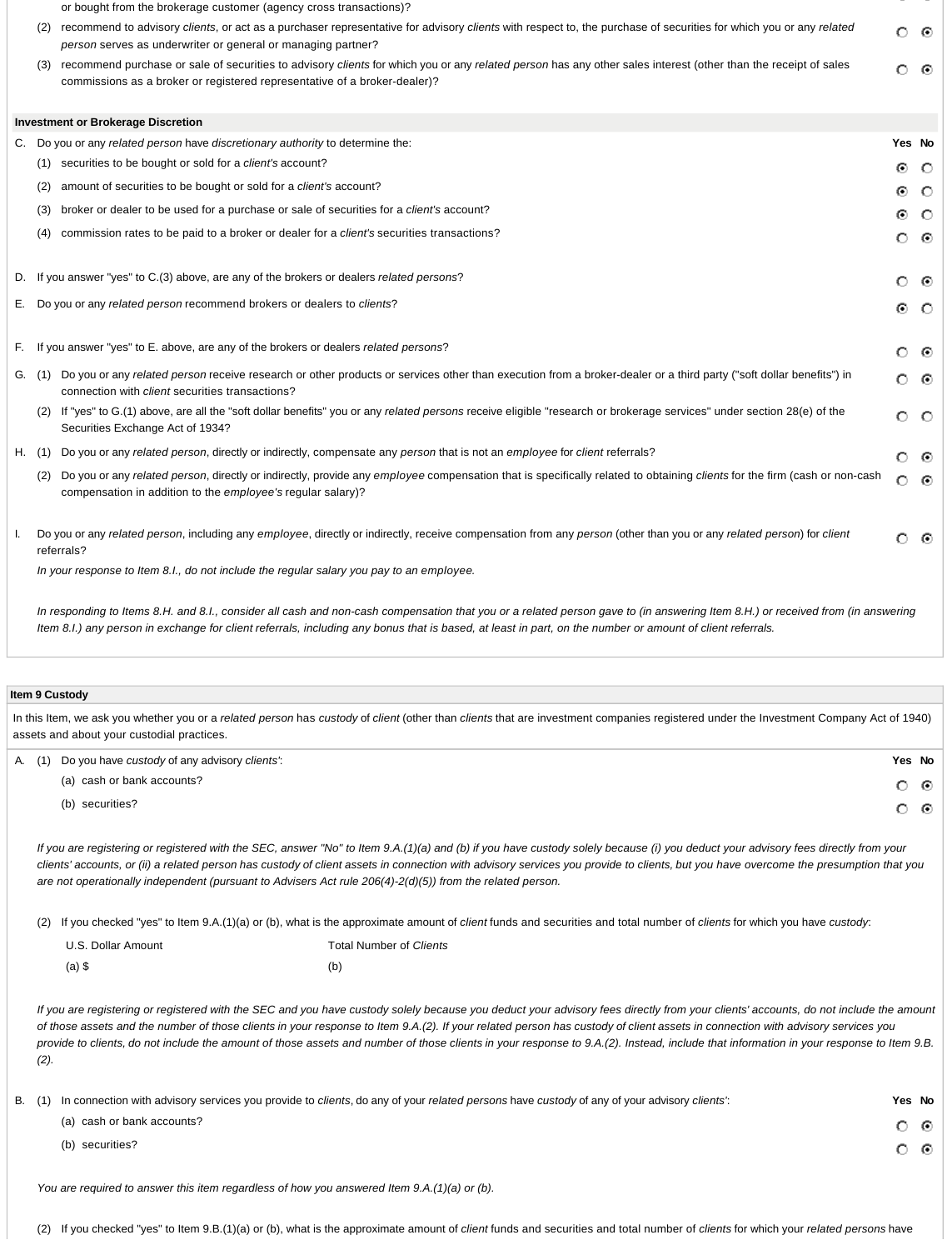or bought from the brokerage customer (agency cross transactions)?

| | Yes | No |
|---|---|---|
| (2) recommend to advisory *clients*, or act as a purchaser representative for advisory *clients* with respect to, the purchase of securities for which you or any *related person* serves as underwriter or general or managing partner? | ○ | ◉ |
| (3) recommend purchase or sale of securities to advisory *clients* for which you or any *related person* has any other sales interest (other than the receipt of sales commissions as a broker or registered representative of a broker-dealer)? | ○ | ◉ |

**Investment or Brokerage Discretion**

| | Yes | No |
|---|---|---|
| C. Do you or any *related person* have *discretionary authority* to determine the: | | |
| (1) securities to be bought or sold for a *client's* account? | ◉ | ○ |
| (2) amount of securities to be bought or sold for a *client's* account? | ◉ | ○ |
| (3) broker or dealer to be used for a purchase or sale of securities for a *client's* account? | ◉ | ○ |
| (4) commission rates to be paid to a broker or dealer for a *client's* securities transactions? | ○ | ◉ |
| D. If you answer "yes" to C.(3) above, are any of the brokers or dealers *related persons*? | ○ | ◉ |
| E. Do you or any *related person* recommend brokers or dealers to *clients*? | ◉ | ○ |
| F. If you answer "yes" to E. above, are any of the brokers or dealers *related persons*? | ○ | ◉ |
| G. (1) Do you or any *related person* receive research or other products or services other than execution from a broker-dealer or a third party ("soft dollar benefits") in connection with *client* securities transactions? | ○ | ◉ |
| (2) If "yes" to G.(1) above, are all the "soft dollar benefits" you or any *related persons* receive eligible "research or brokerage services" under section 28(e) of the Securities Exchange Act of 1934? | ○ | ○ |
| H. (1) Do you or any *related person*, directly or indirectly, compensate any *person* that is not an *employee* for *client* referrals? | ○ | ◉ |
| (2) Do you or any *related person*, directly or indirectly, provide any *employee* compensation that is specifically related to obtaining *clients* for the firm (cash or non-cash compensation in addition to the *employee's* regular salary)? | ○ | ◉ |
| I. Do you or any *related person*, including any *employee*, directly or indirectly, receive compensation from any *person* (other than you or any *related person*) for *client* referrals? | ○ | ◉ |

*In your response to Item 8.I., do not include the regular salary you pay to an employee.*

*In responding to Items 8.H. and 8.I., consider all cash and non-cash compensation that you or a related person gave to (in answering Item 8.H.) or received from (in answering Item 8.I.) any person in exchange for client referrals, including any bonus that is based, at least in part, on the number or amount of client referrals.*

## Item 9 Custody

In this Item, we ask you whether you or a *related person* has *custody* of *client* (other than *clients* that are investment companies registered under the Investment Company Act of 1940) assets and about your custodial practices.

| | Yes | No |
|---|---|---|
| A. (1) Do you have *custody* of any advisory *clients'*: | | |
| (a) cash or bank accounts? | ○ | ◉ |
| (b) securities? | ○ | ◉ |

*If you are registering or registered with the SEC, answer "No" to Item 9.A.(1)(a) and (b) if you have custody solely because (i) you deduct your advisory fees directly from your clients' accounts, or (ii) a related person has custody of client assets in connection with advisory services you provide to clients, but you have overcome the presumption that you are not operationally independent (pursuant to Advisers Act rule 206(4)-2(d)(5)) from the related person.*

(2) If you checked "yes" to Item 9.A.(1)(a) or (b), what is the approximate amount of *client* funds and securities and total number of *clients* for which you have *custody*:

| U.S. Dollar Amount | Total Number of *Clients* |
|---|---|
| (a) $ | (b) |

*If you are registering or registered with the SEC and you have custody solely because you deduct your advisory fees directly from your clients' accounts, do not include the amount of those assets and the number of those clients in your response to Item 9.A.(2). If your related person has custody of client assets in connection with advisory services you provide to clients, do not include the amount of those assets and number of those clients in your response to 9.A.(2). Instead, include that information in your response to Item 9.B.(2).*

| | Yes | No |
|---|---|---|
| B. (1) In connection with advisory services you provide to *clients*, do any of your *related persons* have *custody* of any of your advisory *clients'*: | | |
| (a) cash or bank accounts? | ○ | ◉ |
| (b) securities? | ○ | ◉ |

*You are required to answer this item regardless of how you answered Item 9.A.(1)(a) or (b).*

(2) If you checked "yes" to Item 9.B.(1)(a) or (b), what is the approximate amount of *client* funds and securities and total number of *clients* for which your *related persons* have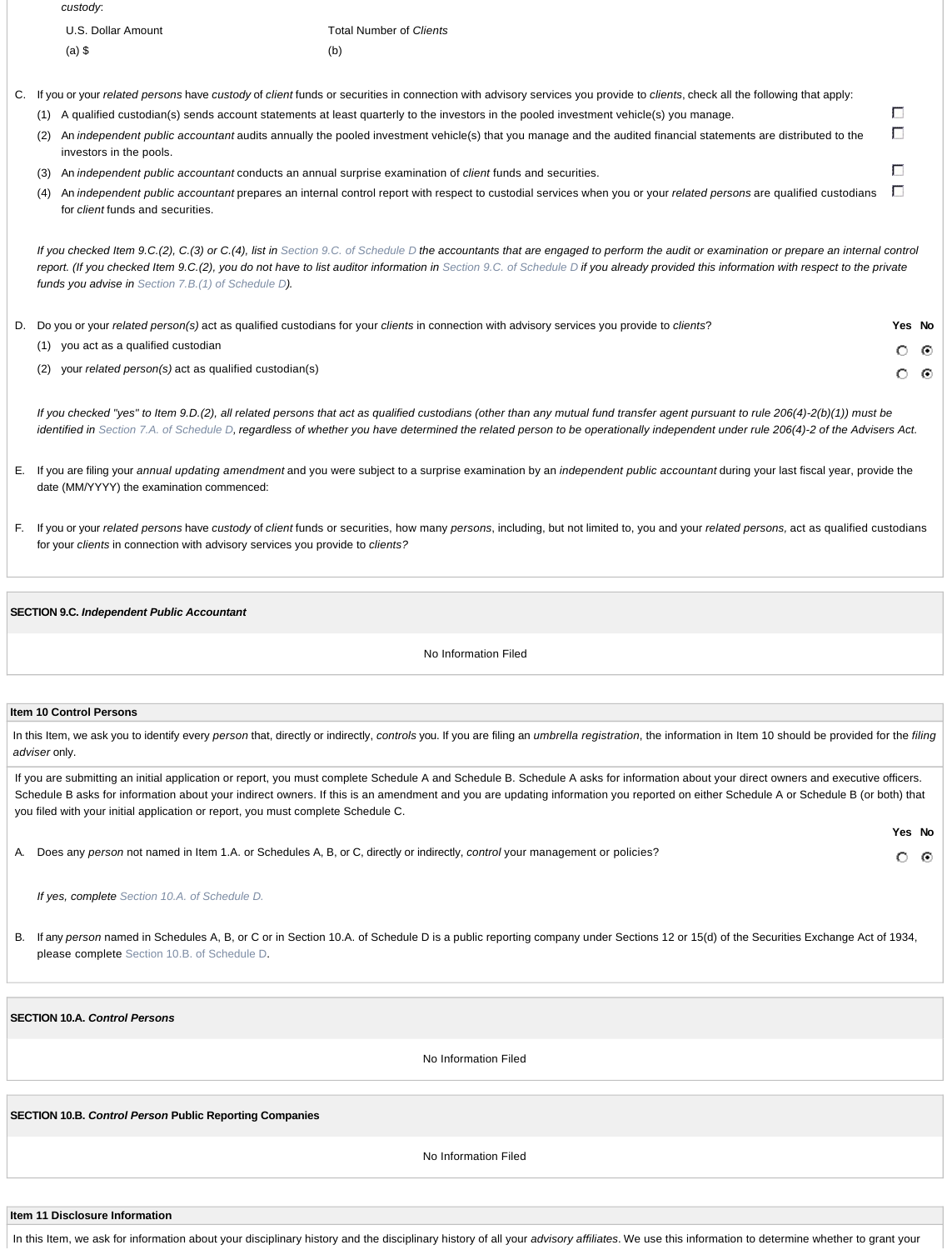*custody*:

| U.S. Dollar Amount | Total Number of *Clients* |
|---|---|
| (a) $ | (b) |

C. If you or your *related persons* have *custody* of *client* funds or securities in connection with advisory services you provide to *clients*, check all the following that apply:

- (1) A qualified custodian(s) sends account statements at least quarterly to the investors in the pooled investment vehicle(s) you manage. ☐
- (2) An *independent public accountant* audits annually the pooled investment vehicle(s) that you manage and the audited financial statements are distributed to the investors in the pools. ☐
- (3) An *independent public accountant* conducts an annual surprise examination of *client* funds and securities. ☐
- (4) An *independent public accountant* prepares an internal control report with respect to custodial services when you or your *related persons* are qualified custodians for *client* funds and securities. ☐

*If you checked Item 9.C.(2), C.(3) or C.(4), list in Section 9.C. of Schedule D the accountants that are engaged to perform the audit or examination or prepare an internal control report. (If you checked Item 9.C.(2), you do not have to list auditor information in Section 9.C. of Schedule D if you already provided this information with respect to the private funds you advise in Section 7.B.(1) of Schedule D).*

D. Do you or your *related person(s)* act as qualified custodians for your *clients* in connection with advisory services you provide to *clients*?

| | Yes | No |
|---|---|---|
| (1) you act as a qualified custodian | ○ | ◉ |
| (2) your *related person(s)* act as qualified custodian(s) | ○ | ◉ |

*If you checked "yes" to Item 9.D.(2), all related persons that act as qualified custodians (other than any mutual fund transfer agent pursuant to rule 206(4)-2(b)(1)) must be identified in Section 7.A. of Schedule D, regardless of whether you have determined the related person to be operationally independent under rule 206(4)-2 of the Advisers Act.*

E. If you are filing your *annual updating amendment* and you were subject to a surprise examination by an *independent public accountant* during your last fiscal year, provide the date (MM/YYYY) the examination commenced:

F. If you or your *related persons* have *custody* of *client* funds or securities, how many *persons*, including, but not limited to, you and your *related persons,* act as qualified custodians for your *clients* in connection with advisory services you provide to *clients?*

**SECTION 9.C. *Independent Public Accountant***

No Information Filed

## Item 10 Control Persons

In this Item, we ask you to identify every *person* that, directly or indirectly, *controls* you. If you are filing an *umbrella registration*, the information in Item 10 should be provided for the *filing adviser* only.

If you are submitting an initial application or report, you must complete Schedule A and Schedule B. Schedule A asks for information about your direct owners and executive officers. Schedule B asks for information about your indirect owners. If this is an amendment and you are updating information you reported on either Schedule A or Schedule B (or both) that you filed with your initial application or report, you must complete Schedule C.

| | Yes | No |
|---|---|---|
| A. Does any *person* not named in Item 1.A. or Schedules A, B, or C, directly or indirectly, *control* your management or policies? | ○ | ◉ |

*If yes, complete Section 10.A. of Schedule D.*

B. If any *person* named in Schedules A, B, or C or in Section 10.A. of Schedule D is a public reporting company under Sections 12 or 15(d) of the Securities Exchange Act of 1934, please complete Section 10.B. of Schedule D.

**SECTION 10.A. *Control Persons***

No Information Filed

**SECTION 10.B. *Control Person* Public Reporting Companies**

No Information Filed

## Item 11 Disclosure Information

In this Item, we ask for information about your disciplinary history and the disciplinary history of all your *advisory affiliates*. We use this information to determine whether to grant your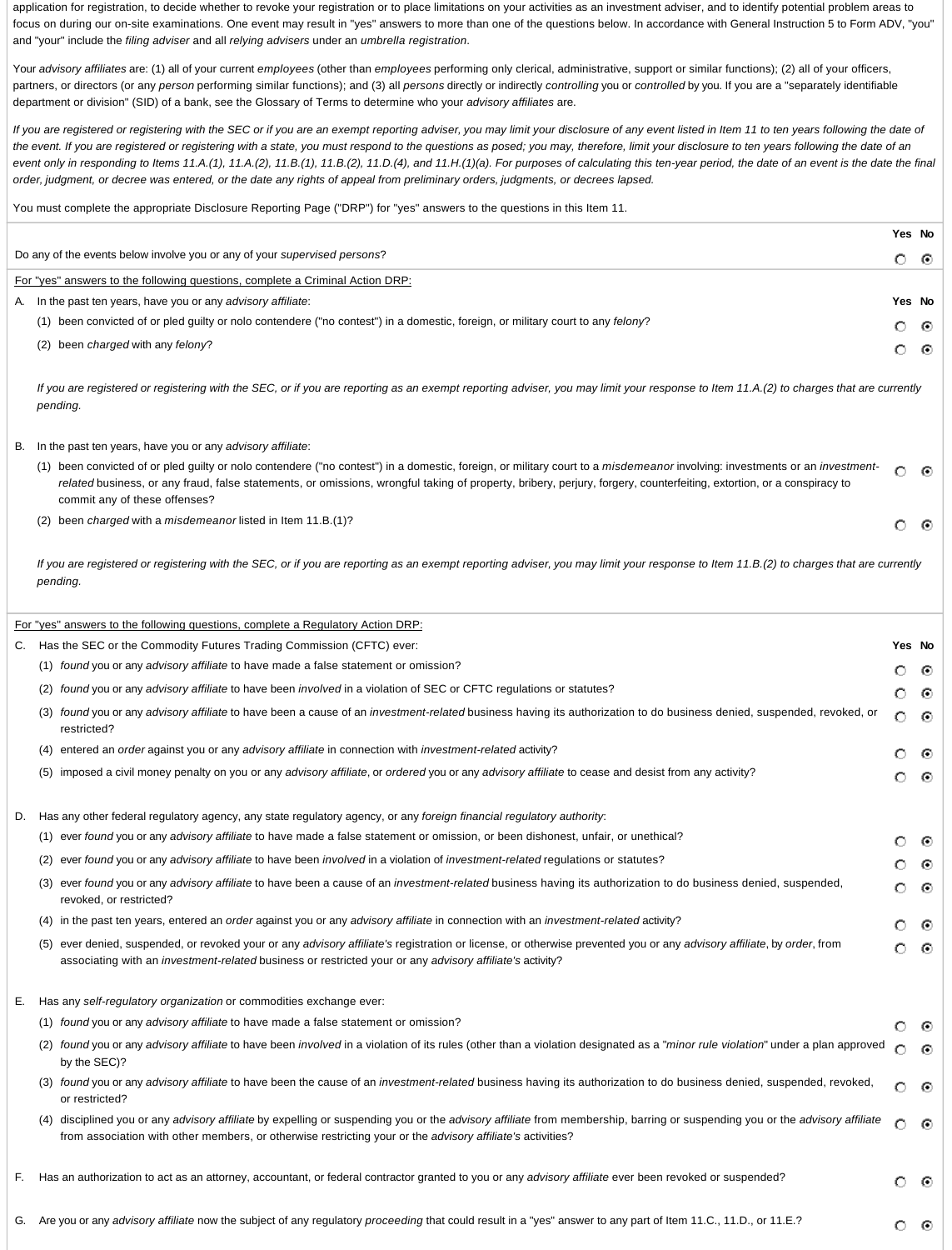application for registration, to decide whether to revoke your registration or to place limitations on your activities as an investment adviser, and to identify potential problem areas to focus on during our on-site examinations. One event may result in "yes" answers to more than one of the questions below. In accordance with General Instruction 5 to Form ADV, "you" and "your" include the *filing adviser* and all *relying advisers* under an *umbrella registration*.

Your *advisory affiliates* are: (1) all of your current *employees* (other than *employees* performing only clerical, administrative, support or similar functions); (2) all of your officers, partners, or directors (or any *person* performing similar functions); and (3) all *persons* directly or indirectly *controlling* you or *controlled* by you. If you are a "separately identifiable department or division" (SID) of a bank, see the Glossary of Terms to determine who your *advisory affiliates* are.

*If you are registered or registering with the SEC or if you are an exempt reporting adviser, you may limit your disclosure of any event listed in Item 11 to ten years following the date of the event. If you are registered or registering with a state, you must respond to the questions as posed; you may, therefore, limit your disclosure to ten years following the date of an event only in responding to Items 11.A.(1), 11.A.(2), 11.B.(1), 11.B.(2), 11.D.(4), and 11.H.(1)(a). For purposes of calculating this ten-year period, the date of an event is the date the final order, judgment, or decree was entered, or the date any rights of appeal from preliminary orders, judgments, or decrees lapsed.*

You must complete the appropriate Disclosure Reporting Page ("DRP") for "yes" answers to the questions in this Item 11.

| | Yes | No |
|---|---|---|
| Do any of the events below involve you or any of your *supervised persons*? | ○ | ◉ |

For "yes" answers to the following questions, complete a Criminal Action DRP:

| | Yes | No |
|---|---|---|
| A. In the past ten years, have you or any *advisory affiliate*: | | |
| (1) been convicted of or pled guilty or nolo contendere ("no contest") in a domestic, foreign, or military court to any *felony*? | ○ | ◉ |
| (2) been *charged* with any *felony*? | ○ | ◉ |

*If you are registered or registering with the SEC, or if you are reporting as an exempt reporting adviser, you may limit your response to Item 11.A.(2) to charges that are currently pending.*

| | Yes | No |
|---|---|---|
| B. In the past ten years, have you or any *advisory affiliate*: | | |
| (1) been convicted of or pled guilty or nolo contendere ("no contest") in a domestic, foreign, or military court to a *misdemeanor* involving: investments or an *investment-related* business, or any fraud, false statements, or omissions, wrongful taking of property, bribery, perjury, forgery, counterfeiting, extortion, or a conspiracy to commit any of these offenses? | ○ | ◉ |
| (2) been *charged* with a *misdemeanor* listed in Item 11.B.(1)? | ○ | ◉ |

*If you are registered or registering with the SEC, or if you are reporting as an exempt reporting adviser, you may limit your response to Item 11.B.(2) to charges that are currently pending.*

For "yes" answers to the following questions, complete a Regulatory Action DRP:

| | Yes | No |
|---|---|---|
| C. Has the SEC or the Commodity Futures Trading Commission (CFTC) ever: | | |
| (1) *found* you or any *advisory affiliate* to have made a false statement or omission? | ○ | ◉ |
| (2) *found* you or any *advisory affiliate* to have been *involved* in a violation of SEC or CFTC regulations or statutes? | ○ | ◉ |
| (3) *found* you or any *advisory affiliate* to have been a cause of an *investment-related* business having its authorization to do business denied, suspended, revoked, or restricted? | ○ | ◉ |
| (4) entered an *order* against you or any *advisory affiliate* in connection with *investment-related* activity? | ○ | ◉ |
| (5) imposed a civil money penalty on you or any *advisory affiliate*, or *ordered* you or any *advisory affiliate* to cease and desist from any activity? | ○ | ◉ |
| D. Has any other federal regulatory agency, any state regulatory agency, or any *foreign financial regulatory authority*: | | |
| (1) ever *found* you or any *advisory affiliate* to have made a false statement or omission, or been dishonest, unfair, or unethical? | ○ | ◉ |
| (2) ever *found* you or any *advisory affiliate* to have been *involved* in a violation of *investment-related* regulations or statutes? | ○ | ◉ |
| (3) ever *found* you or any *advisory affiliate* to have been a cause of an *investment-related* business having its authorization to do business denied, suspended, revoked, or restricted? | ○ | ◉ |
| (4) in the past ten years, entered an *order* against you or any *advisory affiliate* in connection with an *investment-related* activity? | ○ | ◉ |
| (5) ever denied, suspended, or revoked your or any *advisory affiliate's* registration or license, or otherwise prevented you or any *advisory affiliate*, by *order*, from associating with an *investment-related* business or restricted your or any *advisory affiliate's* activity? | ○ | ◉ |
| E. Has any *self-regulatory organization* or commodities exchange ever: | | |
| (1) *found* you or any *advisory affiliate* to have made a false statement or omission? | ○ | ◉ |
| (2) *found* you or any *advisory affiliate* to have been *involved* in a violation of its rules (other than a violation designated as a "*minor rule violation*" under a plan approved by the SEC)? | ○ | ◉ |
| (3) *found* you or any *advisory affiliate* to have been the cause of an *investment-related* business having its authorization to do business denied, suspended, revoked, or restricted? | ○ | ◉ |
| (4) disciplined you or any *advisory affiliate* by expelling or suspending you or the *advisory affiliate* from membership, barring or suspending you or the *advisory affiliate* from association with other members, or otherwise restricting your or the *advisory affiliate's* activities? | ○ | ◉ |
| F. Has an authorization to act as an attorney, accountant, or federal contractor granted to you or any *advisory affiliate* ever been revoked or suspended? | ○ | ◉ |
| G. Are you or any *advisory affiliate* now the subject of any regulatory *proceeding* that could result in a "yes" answer to any part of Item 11.C., 11.D., or 11.E.? | ○ | ◉ |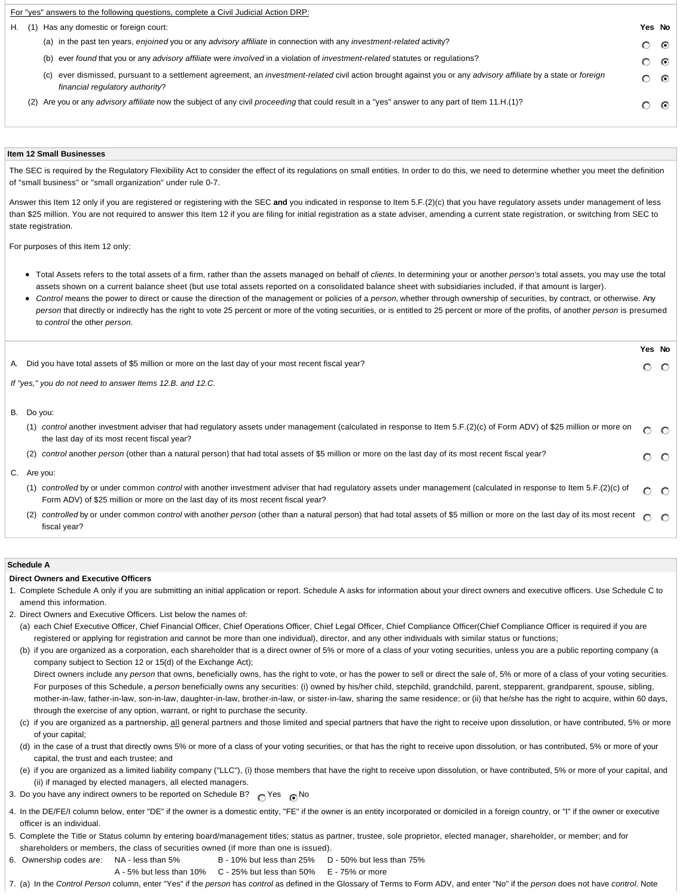For "yes" answers to the following questions, complete a Civil Judicial Action DRP:

| | Yes | No |
|---|---|---|
| H. (1) Has any domestic or foreign court: | | |
| (a) in the past ten years, *enjoined* you or any *advisory affiliate* in connection with any *investment-related* activity? | ○ | ◉ |
| (b) ever *found* that you or any *advisory affiliate* were *involved* in a violation of *investment-related* statutes or regulations? | ○ | ◉ |
| (c) ever dismissed, pursuant to a settlement agreement, an *investment-related* civil action brought against you or any *advisory affiliate* by a state or *foreign financial regulatory authority*? | ○ | ◉ |
| (2) Are you or any *advisory affiliate* now the subject of any civil *proceeding* that could result in a "yes" answer to any part of Item 11.H.(1)? | ○ | ◉ |

## Item 12 Small Businesses

The SEC is required by the Regulatory Flexibility Act to consider the effect of its regulations on small entities. In order to do this, we need to determine whether you meet the definition of "small business" or "small organization" under rule 0-7.

Answer this Item 12 only if you are registered or registering with the SEC **and** you indicated in response to Item 5.F.(2)(c) that you have regulatory assets under management of less than $25 million. You are not required to answer this Item 12 if you are filing for initial registration as a state adviser, amending a current state registration, or switching from SEC to state registration.

For purposes of this Item 12 only:

- Total Assets refers to the total assets of a firm, rather than the assets managed on behalf of *clients*. In determining your or another *person's* total assets, you may use the total assets shown on a current balance sheet (but use total assets reported on a consolidated balance sheet with subsidiaries included, if that amount is larger).
- *Control* means the power to direct or cause the direction of the management or policies of a *person*, whether through ownership of securities, by contract, or otherwise. Any *person* that directly or indirectly has the right to vote 25 percent or more of the voting securities, or is entitled to 25 percent or more of the profits, of another *person* is presumed to *control* the other *person*.

| | Yes | No |
|---|---|---|
| A. Did you have total assets of $5 million or more on the last day of your most recent fiscal year? | ○ | ○ |

*If "yes," you do not need to answer Items 12.B. and 12.C.*

| | Yes | No |
|---|---|---|
| B. Do you: | | |
| (1) *control* another investment adviser that had regulatory assets under management (calculated in response to Item 5.F.(2)(c) of Form ADV) of $25 million or more on the last day of its most recent fiscal year? | ○ | ○ |
| (2) *control* another *person* (other than a natural person) that had total assets of $5 million or more on the last day of its most recent fiscal year? | ○ | ○ |
| C. Are you: | | |
| (1) *controlled* by or under common *control* with another investment adviser that had regulatory assets under management (calculated in response to Item 5.F.(2)(c) of Form ADV) of $25 million or more on the last day of its most recent fiscal year? | ○ | ○ |
| (2) *controlled* by or under common *control* with another *person* (other than a natural person) that had total assets of $5 million or more on the last day of its most recent fiscal year? | ○ | ○ |

## Schedule A

**Direct Owners and Executive Officers**

1. Complete Schedule A only if you are submitting an initial application or report. Schedule A asks for information about your direct owners and executive officers. Use Schedule C to amend this information.
2. Direct Owners and Executive Officers. List below the names of:
   (a) each Chief Executive Officer, Chief Financial Officer, Chief Operations Officer, Chief Legal Officer, Chief Compliance Officer(Chief Compliance Officer is required if you are registered or applying for registration and cannot be more than one individual), director, and any other individuals with similar status or functions;
   (b) if you are organized as a corporation, each shareholder that is a direct owner of 5% or more of a class of your voting securities, unless you are a public reporting company (a company subject to Section 12 or 15(d) of the Exchange Act);
   Direct owners include any *person* that owns, beneficially owns, has the right to vote, or has the power to sell or direct the sale of, 5% or more of a class of your voting securities. For purposes of this Schedule, a *person* beneficially owns any securities: (i) owned by his/her child, stepchild, grandchild, parent, stepparent, grandparent, spouse, sibling, mother-in-law, father-in-law, son-in-law, daughter-in-law, brother-in-law, or sister-in-law, sharing the same residence; or (ii) that he/she has the right to acquire, within 60 days, through the exercise of any option, warrant, or right to purchase the security.
   (c) if you are organized as a partnership, all general partners and those limited and special partners that have the right to receive upon dissolution, or have contributed, 5% or more of your capital;
   (d) in the case of a trust that directly owns 5% or more of a class of your voting securities, or that has the right to receive upon dissolution, or has contributed, 5% or more of your capital, the trust and each trustee; and
   (e) if you are organized as a limited liability company ("LLC"), (i) those members that have the right to receive upon dissolution, or have contributed, 5% or more of your capital, and (ii) if managed by elected managers, all elected managers.
3. Do you have any indirect owners to be reported on Schedule B? ○ Yes ◉ No
4. In the DE/FE/I column below, enter "DE" if the owner is a domestic entity, "FE" if the owner is an entity incorporated or domiciled in a foreign country, or "I" if the owner or executive officer is an individual.
5. Complete the Title or Status column by entering board/management titles; status as partner, trustee, sole proprietor, elected manager, shareholder, or member; and for shareholders or members, the class of securities owned (if more than one is issued).
6. Ownership codes are: NA - less than 5%; A - 5% but less than 10%; B - 10% but less than 25%; C - 25% but less than 50%; D - 50% but less than 75%; E - 75% or more
7. (a) In the *Control Person* column, enter "Yes" if the *person* has *control* as defined in the Glossary of Terms to Form ADV, and enter "No" if the *person* does not have *control*. Note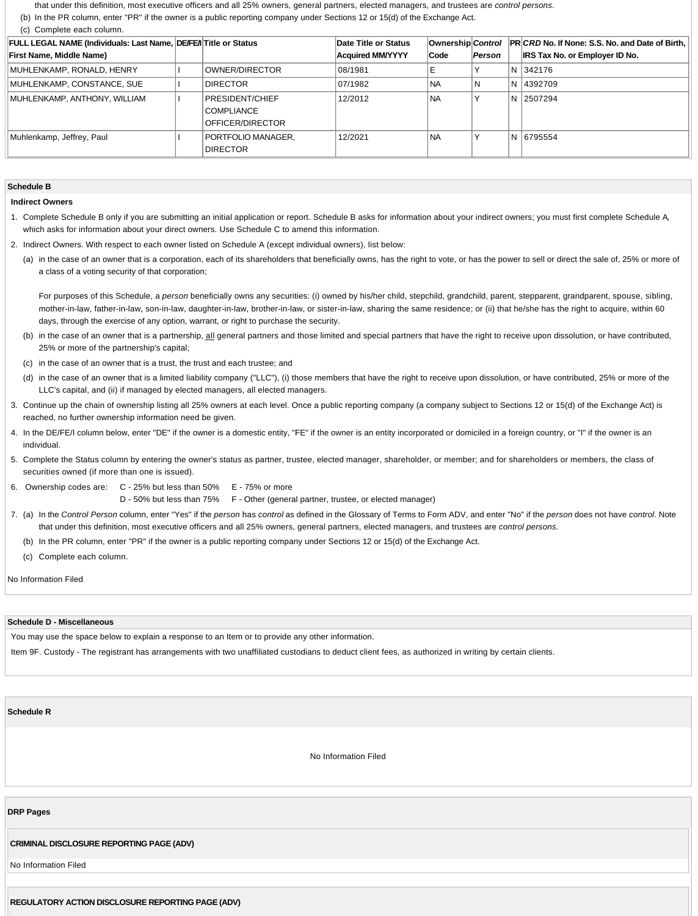that under this definition, most executive officers and all 25% owners, general partners, elected managers, and trustees are *control persons*.

(b) In the PR column, enter "PR" if the owner is a public reporting company under Sections 12 or 15(d) of the Exchange Act.

(c) Complete each column.

| FULL LEGAL NAME (Individuals: Last Name, First Name, Middle Name) | DE/FE/I | Title or Status | Date Title or Status Acquired MM/YYYY | Ownership Code | *Control Person* | PR | *CRD* No. If None: S.S. No. and Date of Birth, IRS Tax No. or Employer ID No. |
|---|---|---|---|---|---|---|---|
| MUHLENKAMP, RONALD, HENRY | I | OWNER/DIRECTOR | 08/1981 | E | Y | N | 342176 |
| MUHLENKAMP, CONSTANCE, SUE | I | DIRECTOR | 07/1982 | NA | N | N | 4392709 |
| MUHLENKAMP, ANTHONY, WILLIAM | I | PRESIDENT/CHIEF COMPLIANCE OFFICER/DIRECTOR | 12/2012 | NA | Y | N | 2507294 |
| Muhlenkamp, Jeffrey, Paul | I | PORTFOLIO MANAGER, DIRECTOR | 12/2021 | NA | Y | N | 6795554 |

## Schedule B

**Indirect Owners**

1. Complete Schedule B only if you are submitting an initial application or report. Schedule B asks for information about your indirect owners; you must first complete Schedule A, which asks for information about your direct owners. Use Schedule C to amend this information.
2. Indirect Owners. With respect to each owner listed on Schedule A (except individual owners), list below:
   (a) in the case of an owner that is a corporation, each of its shareholders that beneficially owns, has the right to vote, or has the power to sell or direct the sale of, 25% or more of a class of a voting security of that corporation;

   For purposes of this Schedule, a *person* beneficially owns any securities: (i) owned by his/her child, stepchild, grandchild, parent, stepparent, grandparent, spouse, sibling, mother-in-law, father-in-law, son-in-law, daughter-in-law, brother-in-law, or sister-in-law, sharing the same residence; or (ii) that he/she has the right to acquire, within 60 days, through the exercise of any option, warrant, or right to purchase the security.

   (b) in the case of an owner that is a partnership, all general partners and those limited and special partners that have the right to receive upon dissolution, or have contributed, 25% or more of the partnership's capital;

   (c) in the case of an owner that is a trust, the trust and each trustee; and

   (d) in the case of an owner that is a limited liability company ("LLC"), (i) those members that have the right to receive upon dissolution, or have contributed, 25% or more of the LLC's capital, and (ii) if managed by elected managers, all elected managers.
3. Continue up the chain of ownership listing all 25% owners at each level. Once a public reporting company (a company subject to Sections 12 or 15(d) of the Exchange Act) is reached, no further ownership information need be given.
4. In the DE/FE/I column below, enter "DE" if the owner is a domestic entity, "FE" if the owner is an entity incorporated or domiciled in a foreign country, or "I" if the owner is an individual.
5. Complete the Status column by entering the owner's status as partner, trustee, elected manager, shareholder, or member; and for shareholders or members, the class of securities owned (if more than one is issued).
6. Ownership codes are: C - 25% but less than 50% E - 75% or more
   D - 50% but less than 75% F - Other (general partner, trustee, or elected manager)
7. (a) In the *Control Person* column, enter "Yes" if the *person* has *control* as defined in the Glossary of Terms to Form ADV, and enter "No" if the *person* does not have *control*. Note that under this definition, most executive officers and all 25% owners, general partners, elected managers, and trustees are *control persons*.

   (b) In the PR column, enter "PR" if the owner is a public reporting company under Sections 12 or 15(d) of the Exchange Act.

   (c) Complete each column.

No Information Filed

## Schedule D - Miscellaneous

You may use the space below to explain a response to an Item or to provide any other information.

Item 9F. Custody - The registrant has arrangements with two unaffiliated custodians to deduct client fees, as authorized in writing by certain clients.

## Schedule R

No Information Filed

## DRP Pages

### CRIMINAL DISCLOSURE REPORTING PAGE (ADV)

No Information Filed

### REGULATORY ACTION DISCLOSURE REPORTING PAGE (ADV)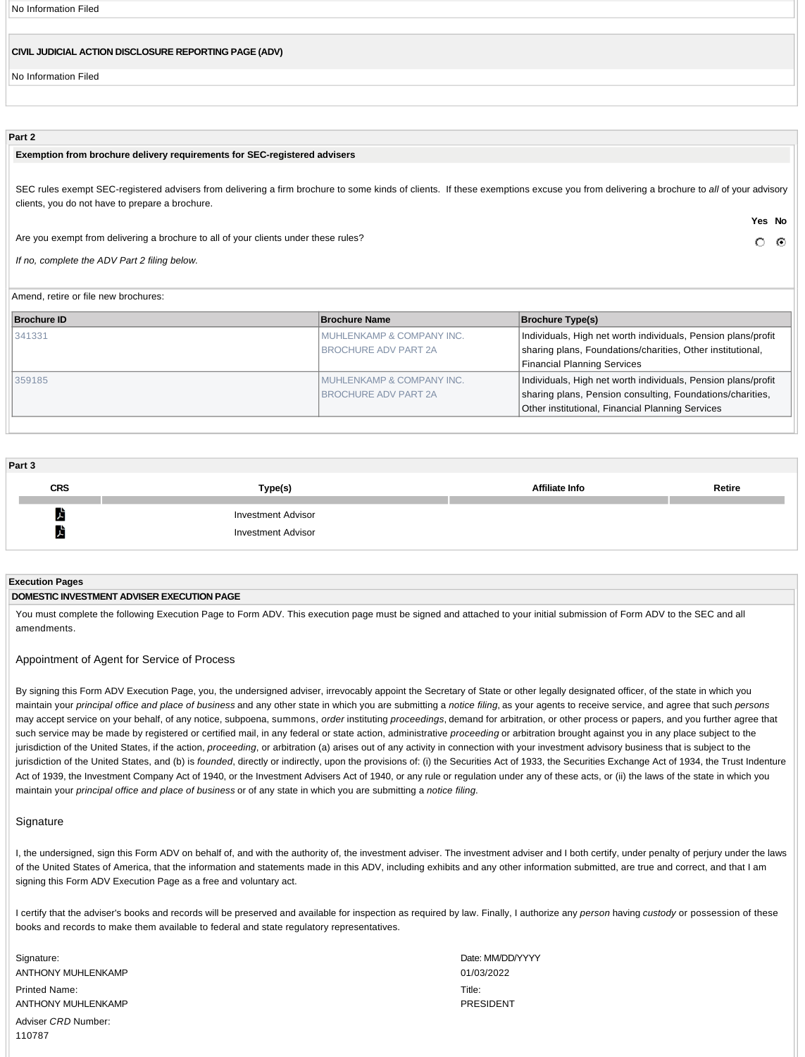No Information Filed

**CIVIL JUDICIAL ACTION DISCLOSURE REPORTING PAGE (ADV)**

No Information Filed

**Part 2**

**Exemption from brochure delivery requirements for SEC-registered advisers**

SEC rules exempt SEC-registered advisers from delivering a firm brochure to some kinds of clients. If these exemptions excuse you from delivering a brochure to *all* of your advisory clients, you do not have to prepare a brochure.

| | Yes | No |
|---|---|---|
| Are you exempt from delivering a brochure to all of your clients under these rules? | ○ | ⦿ |

*If no, complete the ADV Part 2 filing below.*

Amend, retire or file new brochures:

| Brochure ID | Brochure Name | Brochure Type(s) |
|---|---|---|
| 341331 | MUHLENKAMP & COMPANY INC. BROCHURE ADV PART 2A | Individuals, High net worth individuals, Pension plans/profit sharing plans, Foundations/charities, Other institutional, Financial Planning Services |
| 359185 | MUHLENKAMP & COMPANY INC. BROCHURE ADV PART 2A | Individuals, High net worth individuals, Pension plans/profit sharing plans, Pension consulting, Foundations/charities, Other institutional, Financial Planning Services |

**Part 3**

| CRS | Type(s) | Affiliate Info | Retire |
|---|---|---|---|
| | Investment Advisor | | |
| | Investment Advisor | | |

**Execution Pages**

**DOMESTIC INVESTMENT ADVISER EXECUTION PAGE**

You must complete the following Execution Page to Form ADV. This execution page must be signed and attached to your initial submission of Form ADV to the SEC and all amendments.

### Appointment of Agent for Service of Process

By signing this Form ADV Execution Page, you, the undersigned adviser, irrevocably appoint the Secretary of State or other legally designated officer, of the state in which you maintain your *principal office and place of business* and any other state in which you are submitting a *notice filing*, as your agents to receive service, and agree that such *persons* may accept service on your behalf, of any notice, subpoena, summons, *order* instituting *proceedings*, demand for arbitration, or other process or papers, and you further agree that such service may be made by registered or certified mail, in any federal or state action, administrative *proceeding* or arbitration brought against you in any place subject to the jurisdiction of the United States, if the action, *proceeding*, or arbitration (a) arises out of any activity in connection with your investment advisory business that is subject to the jurisdiction of the United States, and (b) is *founded*, directly or indirectly, upon the provisions of: (i) the Securities Act of 1933, the Securities Exchange Act of 1934, the Trust Indenture Act of 1939, the Investment Company Act of 1940, or the Investment Advisers Act of 1940, or any rule or regulation under any of these acts, or (ii) the laws of the state in which you maintain your *principal office and place of business* or of any state in which you are submitting a *notice filing*.

### Signature

I, the undersigned, sign this Form ADV on behalf of, and with the authority of, the investment adviser. The investment adviser and I both certify, under penalty of perjury under the laws of the United States of America, that the information and statements made in this ADV, including exhibits and any other information submitted, are true and correct, and that I am signing this Form ADV Execution Page as a free and voluntary act.

I certify that the adviser's books and records will be preserved and available for inspection as required by law. Finally, I authorize any *person* having *custody* or possession of these books and records to make them available to federal and state regulatory representatives.

Signature:
ANTHONY MUHLENKAMP

Date: MM/DD/YYYY
01/03/2022

Printed Name:
ANTHONY MUHLENKAMP

Title:
PRESIDENT

Adviser *CRD* Number:
110787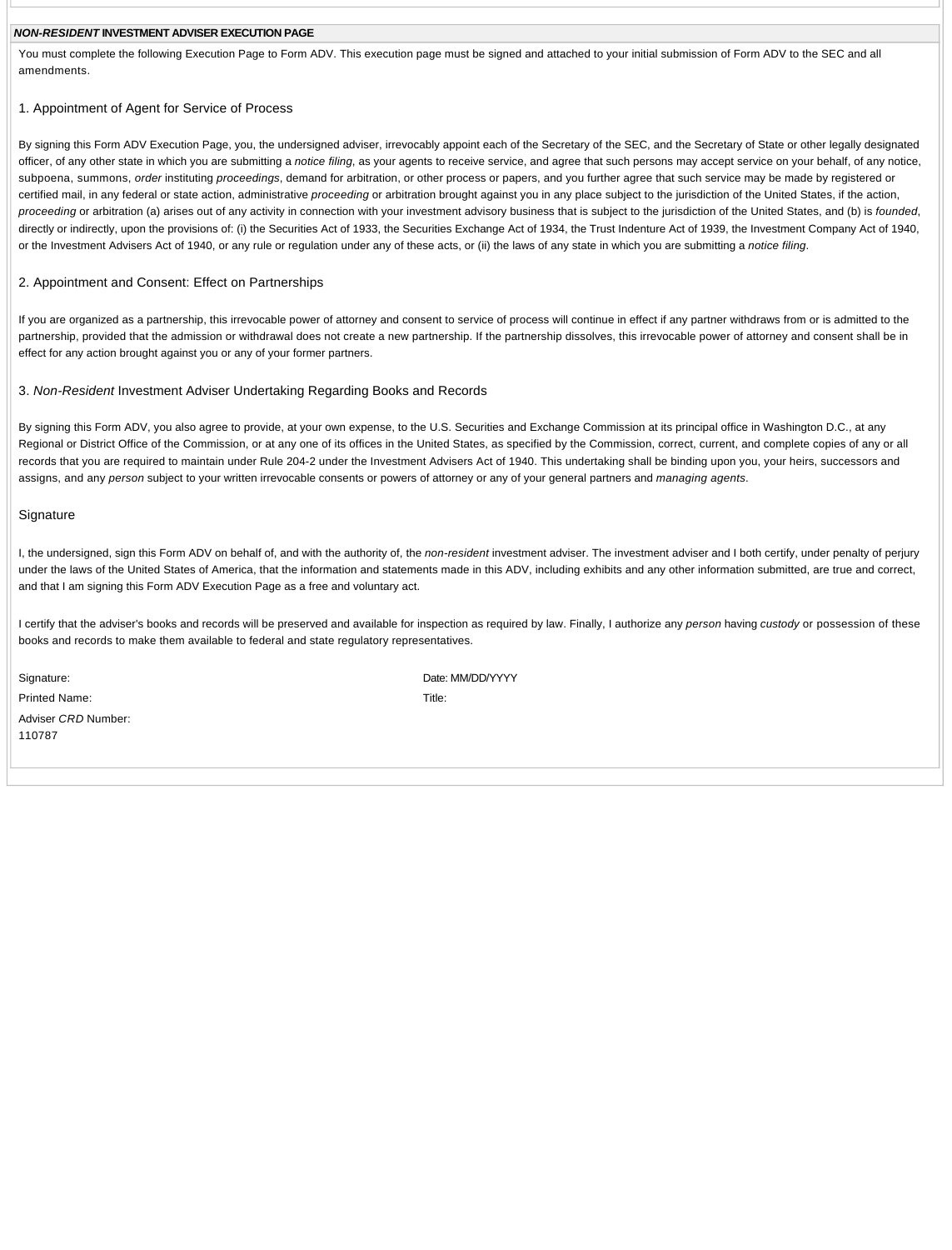## *NON-RESIDENT* INVESTMENT ADVISER EXECUTION PAGE

You must complete the following Execution Page to Form ADV. This execution page must be signed and attached to your initial submission of Form ADV to the SEC and all amendments.

### 1. Appointment of Agent for Service of Process

By signing this Form ADV Execution Page, you, the undersigned adviser, irrevocably appoint each of the Secretary of the SEC, and the Secretary of State or other legally designated officer, of any other state in which you are submitting a *notice filing*, as your agents to receive service, and agree that such persons may accept service on your behalf, of any notice, subpoena, summons, *order* instituting *proceedings*, demand for arbitration, or other process or papers, and you further agree that such service may be made by registered or certified mail, in any federal or state action, administrative *proceeding* or arbitration brought against you in any place subject to the jurisdiction of the United States, if the action, *proceeding* or arbitration (a) arises out of any activity in connection with your investment advisory business that is subject to the jurisdiction of the United States, and (b) is *founded*, directly or indirectly, upon the provisions of: (i) the Securities Act of 1933, the Securities Exchange Act of 1934, the Trust Indenture Act of 1939, the Investment Company Act of 1940, or the Investment Advisers Act of 1940, or any rule or regulation under any of these acts, or (ii) the laws of any state in which you are submitting a *notice filing*.

### 2. Appointment and Consent: Effect on Partnerships

If you are organized as a partnership, this irrevocable power of attorney and consent to service of process will continue in effect if any partner withdraws from or is admitted to the partnership, provided that the admission or withdrawal does not create a new partnership. If the partnership dissolves, this irrevocable power of attorney and consent shall be in effect for any action brought against you or any of your former partners.

### 3. *Non-Resident* Investment Adviser Undertaking Regarding Books and Records

By signing this Form ADV, you also agree to provide, at your own expense, to the U.S. Securities and Exchange Commission at its principal office in Washington D.C., at any Regional or District Office of the Commission, or at any one of its offices in the United States, as specified by the Commission, correct, current, and complete copies of any or all records that you are required to maintain under Rule 204-2 under the Investment Advisers Act of 1940. This undertaking shall be binding upon you, your heirs, successors and assigns, and any *person* subject to your written irrevocable consents or powers of attorney or any of your general partners and *managing agents*.

### Signature

I, the undersigned, sign this Form ADV on behalf of, and with the authority of, the *non-resident* investment adviser. The investment adviser and I both certify, under penalty of perjury under the laws of the United States of America, that the information and statements made in this ADV, including exhibits and any other information submitted, are true and correct, and that I am signing this Form ADV Execution Page as a free and voluntary act.

I certify that the adviser's books and records will be preserved and available for inspection as required by law. Finally, I authorize any *person* having *custody* or possession of these books and records to make them available to federal and state regulatory representatives.

| | |
|---|---|
| Signature: | Date: MM/DD/YYYY |
| Printed Name: | Title: |
| Adviser *CRD* Number:<br>110787 | |